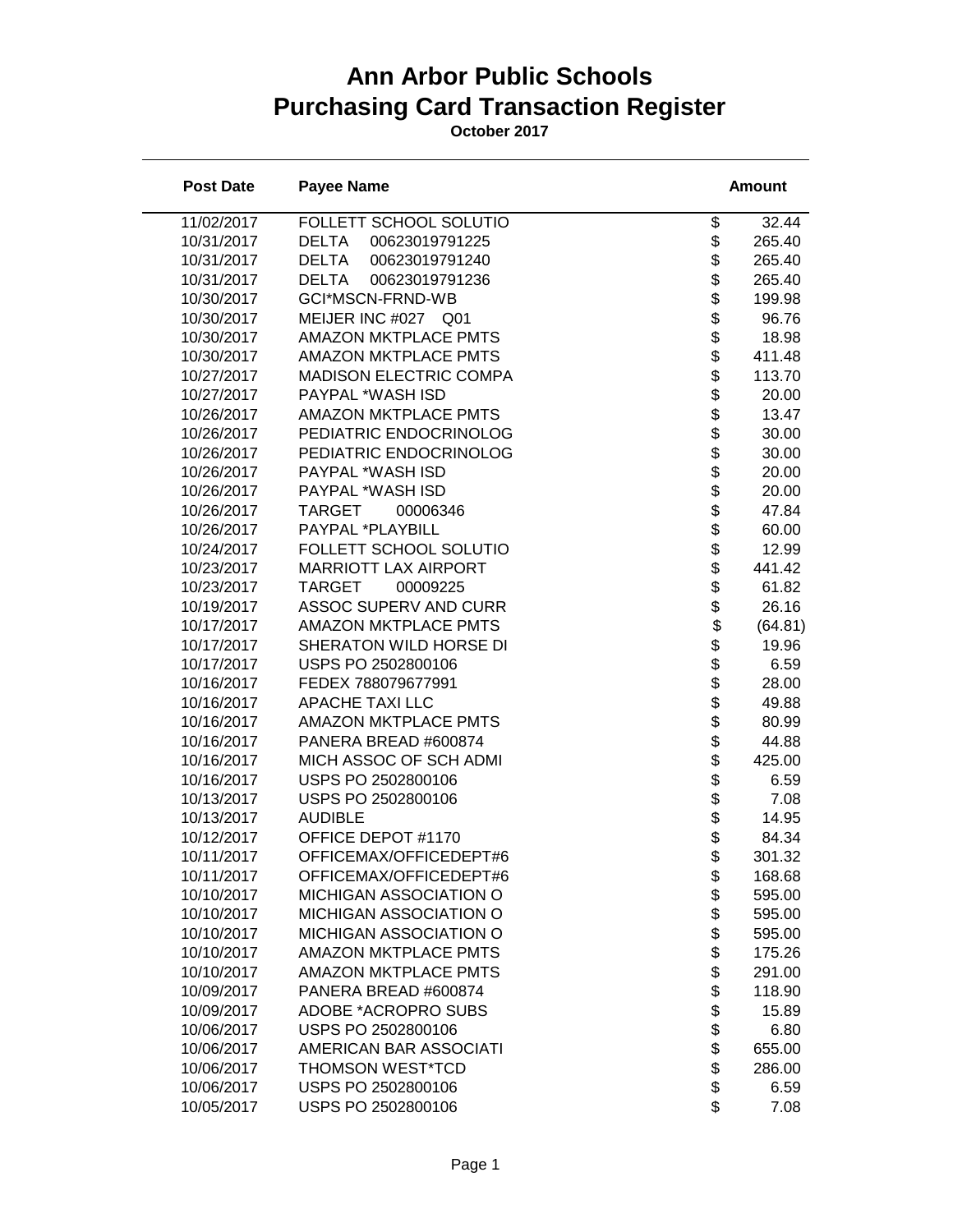# Ann Arbor Public Schools
# Purchasing Card Transaction Register

**October 2017**

| Post Date | Payee Name | Amount |
|---|---|---|
| 11/02/2017 | FOLLETT SCHOOL SOLUTIO | $ 32.44 |
| 10/31/2017 | DELTA 00623019791225 | $ 265.40 |
| 10/31/2017 | DELTA 00623019791240 | $ 265.40 |
| 10/31/2017 | DELTA 00623019791236 | $ 265.40 |
| 10/30/2017 | GCI*MSCN-FRND-WB | $ 199.98 |
| 10/30/2017 | MEIJER INC #027 Q01 | $ 96.76 |
| 10/30/2017 | AMAZON MKTPLACE PMTS | $ 18.98 |
| 10/30/2017 | AMAZON MKTPLACE PMTS | $ 411.48 |
| 10/27/2017 | MADISON ELECTRIC COMPA | $ 113.70 |
| 10/27/2017 | PAYPAL *WASH ISD | $ 20.00 |
| 10/26/2017 | AMAZON MKTPLACE PMTS | $ 13.47 |
| 10/26/2017 | PEDIATRIC ENDOCRINOLOG | $ 30.00 |
| 10/26/2017 | PEDIATRIC ENDOCRINOLOG | $ 30.00 |
| 10/26/2017 | PAYPAL *WASH ISD | $ 20.00 |
| 10/26/2017 | PAYPAL *WASH ISD | $ 20.00 |
| 10/26/2017 | TARGET 00006346 | $ 47.84 |
| 10/26/2017 | PAYPAL *PLAYBILL | $ 60.00 |
| 10/24/2017 | FOLLETT SCHOOL SOLUTIO | $ 12.99 |
| 10/23/2017 | MARRIOTT LAX AIRPORT | $ 441.42 |
| 10/23/2017 | TARGET 00009225 | $ 61.82 |
| 10/19/2017 | ASSOC SUPERV AND CURR | $ 26.16 |
| 10/17/2017 | AMAZON MKTPLACE PMTS | $ (64.81) |
| 10/17/2017 | SHERATON WILD HORSE DI | $ 19.96 |
| 10/17/2017 | USPS PO 2502800106 | $ 6.59 |
| 10/16/2017 | FEDEX 788079677991 | $ 28.00 |
| 10/16/2017 | APACHE TAXI LLC | $ 49.88 |
| 10/16/2017 | AMAZON MKTPLACE PMTS | $ 80.99 |
| 10/16/2017 | PANERA BREAD #600874 | $ 44.88 |
| 10/16/2017 | MICH ASSOC OF SCH ADMI | $ 425.00 |
| 10/16/2017 | USPS PO 2502800106 | $ 6.59 |
| 10/13/2017 | USPS PO 2502800106 | $ 7.08 |
| 10/13/2017 | AUDIBLE | $ 14.95 |
| 10/12/2017 | OFFICE DEPOT #1170 | $ 84.34 |
| 10/11/2017 | OFFICEMAX/OFFICEDEPT#6 | $ 301.32 |
| 10/11/2017 | OFFICEMAX/OFFICEDEPT#6 | $ 168.68 |
| 10/10/2017 | MICHIGAN ASSOCIATION O | $ 595.00 |
| 10/10/2017 | MICHIGAN ASSOCIATION O | $ 595.00 |
| 10/10/2017 | MICHIGAN ASSOCIATION O | $ 595.00 |
| 10/10/2017 | AMAZON MKTPLACE PMTS | $ 175.26 |
| 10/10/2017 | AMAZON MKTPLACE PMTS | $ 291.00 |
| 10/09/2017 | PANERA BREAD #600874 | $ 118.90 |
| 10/09/2017 | ADOBE *ACROPRO SUBS | $ 15.89 |
| 10/06/2017 | USPS PO 2502800106 | $ 6.80 |
| 10/06/2017 | AMERICAN BAR ASSOCIATI | $ 655.00 |
| 10/06/2017 | THOMSON WEST*TCD | $ 286.00 |
| 10/06/2017 | USPS PO 2502800106 | $ 6.59 |
| 10/05/2017 | USPS PO 2502800106 | $ 7.08 |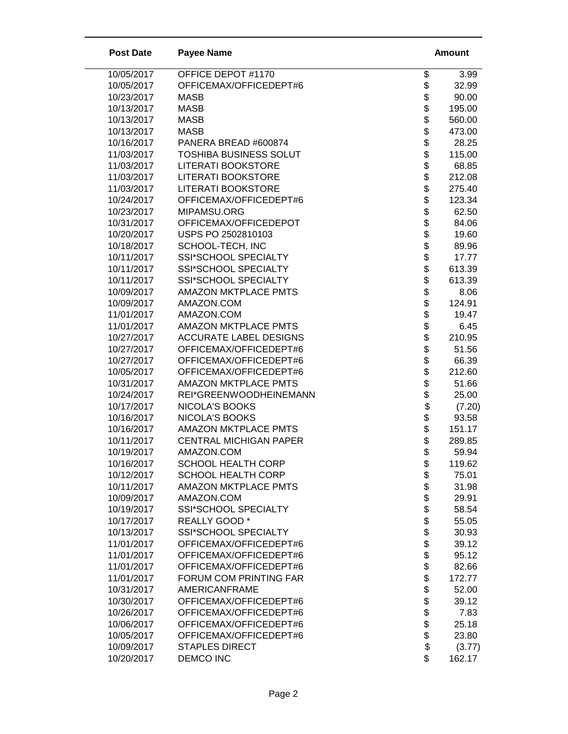| Post Date | Payee Name | Amount |
|---|---|---|
| 10/05/2017 | OFFICE DEPOT #1170 | $ 3.99 |
| 10/05/2017 | OFFICEMAX/OFFICEDEPT#6 | $ 32.99 |
| 10/23/2017 | MASB | $ 90.00 |
| 10/13/2017 | MASB | $ 195.00 |
| 10/13/2017 | MASB | $ 560.00 |
| 10/13/2017 | MASB | $ 473.00 |
| 10/16/2017 | PANERA BREAD #600874 | $ 28.25 |
| 11/03/2017 | TOSHIBA BUSINESS SOLUT | $ 115.00 |
| 11/03/2017 | LITERATI BOOKSTORE | $ 68.85 |
| 11/03/2017 | LITERATI BOOKSTORE | $ 212.08 |
| 11/03/2017 | LITERATI BOOKSTORE | $ 275.40 |
| 10/24/2017 | OFFICEMAX/OFFICEDEPT#6 | $ 123.34 |
| 10/23/2017 | MIPAMSU.ORG | $ 62.50 |
| 10/31/2017 | OFFICEMAX/OFFICEDEPOT | $ 84.06 |
| 10/20/2017 | USPS PO 2502810103 | $ 19.60 |
| 10/18/2017 | SCHOOL-TECH, INC | $ 89.96 |
| 10/11/2017 | SSI*SCHOOL SPECIALTY | $ 17.77 |
| 10/11/2017 | SSI*SCHOOL SPECIALTY | $ 613.39 |
| 10/11/2017 | SSI*SCHOOL SPECIALTY | $ 613.39 |
| 10/09/2017 | AMAZON MKTPLACE PMTS | $ 8.06 |
| 10/09/2017 | AMAZON.COM | $ 124.91 |
| 11/01/2017 | AMAZON.COM | $ 19.47 |
| 11/01/2017 | AMAZON MKTPLACE PMTS | $ 6.45 |
| 10/27/2017 | ACCURATE LABEL DESIGNS | $ 210.95 |
| 10/27/2017 | OFFICEMAX/OFFICEDEPT#6 | $ 51.56 |
| 10/27/2017 | OFFICEMAX/OFFICEDEPT#6 | $ 66.39 |
| 10/05/2017 | OFFICEMAX/OFFICEDEPT#6 | $ 212.60 |
| 10/31/2017 | AMAZON MKTPLACE PMTS | $ 51.66 |
| 10/24/2017 | REI*GREENWOODHEINEMANN | $ 25.00 |
| 10/17/2017 | NICOLA'S BOOKS | $ (7.20) |
| 10/16/2017 | NICOLA'S BOOKS | $ 93.58 |
| 10/16/2017 | AMAZON MKTPLACE PMTS | $ 151.17 |
| 10/11/2017 | CENTRAL MICHIGAN PAPER | $ 289.85 |
| 10/19/2017 | AMAZON.COM | $ 59.94 |
| 10/16/2017 | SCHOOL HEALTH CORP | $ 119.62 |
| 10/12/2017 | SCHOOL HEALTH CORP | $ 75.01 |
| 10/11/2017 | AMAZON MKTPLACE PMTS | $ 31.98 |
| 10/09/2017 | AMAZON.COM | $ 29.91 |
| 10/19/2017 | SSI*SCHOOL SPECIALTY | $ 58.54 |
| 10/17/2017 | REALLY GOOD * | $ 55.05 |
| 10/13/2017 | SSI*SCHOOL SPECIALTY | $ 30.93 |
| 11/01/2017 | OFFICEMAX/OFFICEDEPT#6 | $ 39.12 |
| 11/01/2017 | OFFICEMAX/OFFICEDEPT#6 | $ 95.12 |
| 11/01/2017 | OFFICEMAX/OFFICEDEPT#6 | $ 82.66 |
| 11/01/2017 | FORUM COM PRINTING FAR | $ 172.77 |
| 10/31/2017 | AMERICANFRAME | $ 52.00 |
| 10/30/2017 | OFFICEMAX/OFFICEDEPT#6 | $ 39.12 |
| 10/26/2017 | OFFICEMAX/OFFICEDEPT#6 | $ 7.83 |
| 10/06/2017 | OFFICEMAX/OFFICEDEPT#6 | $ 25.18 |
| 10/05/2017 | OFFICEMAX/OFFICEDEPT#6 | $ 23.80 |
| 10/09/2017 | STAPLES DIRECT | $ (3.77) |
| 10/20/2017 | DEMCO INC | $ 162.17 |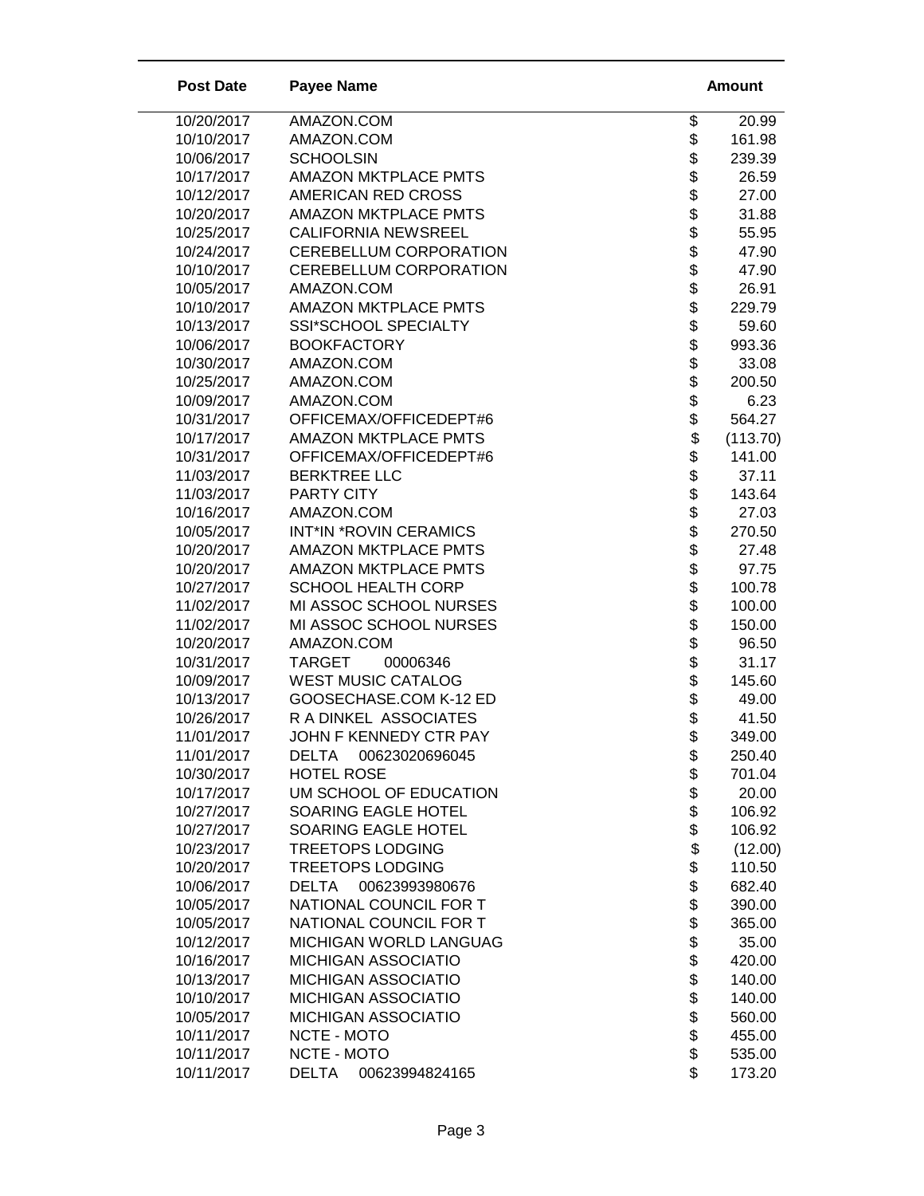| Post Date | Payee Name | Amount |
|---|---|---|
| 10/20/2017 | AMAZON.COM | $ 20.99 |
| 10/10/2017 | AMAZON.COM | $ 161.98 |
| 10/06/2017 | SCHOOLSIN | $ 239.39 |
| 10/17/2017 | AMAZON MKTPLACE PMTS | $ 26.59 |
| 10/12/2017 | AMERICAN RED CROSS | $ 27.00 |
| 10/20/2017 | AMAZON MKTPLACE PMTS | $ 31.88 |
| 10/25/2017 | CALIFORNIA NEWSREEL | $ 55.95 |
| 10/24/2017 | CEREBELLUM CORPORATION | $ 47.90 |
| 10/10/2017 | CEREBELLUM CORPORATION | $ 47.90 |
| 10/05/2017 | AMAZON.COM | $ 26.91 |
| 10/10/2017 | AMAZON MKTPLACE PMTS | $ 229.79 |
| 10/13/2017 | SSI*SCHOOL SPECIALTY | $ 59.60 |
| 10/06/2017 | BOOKFACTORY | $ 993.36 |
| 10/30/2017 | AMAZON.COM | $ 33.08 |
| 10/25/2017 | AMAZON.COM | $ 200.50 |
| 10/09/2017 | AMAZON.COM | $ 6.23 |
| 10/31/2017 | OFFICEMAX/OFFICEDEPT#6 | $ 564.27 |
| 10/17/2017 | AMAZON MKTPLACE PMTS | $ (113.70) |
| 10/31/2017 | OFFICEMAX/OFFICEDEPT#6 | $ 141.00 |
| 11/03/2017 | BERKTREE LLC | $ 37.11 |
| 11/03/2017 | PARTY CITY | $ 143.64 |
| 10/16/2017 | AMAZON.COM | $ 27.03 |
| 10/05/2017 | INT*IN *ROVIN CERAMICS | $ 270.50 |
| 10/20/2017 | AMAZON MKTPLACE PMTS | $ 27.48 |
| 10/20/2017 | AMAZON MKTPLACE PMTS | $ 97.75 |
| 10/27/2017 | SCHOOL HEALTH CORP | $ 100.78 |
| 11/02/2017 | MI ASSOC SCHOOL NURSES | $ 100.00 |
| 11/02/2017 | MI ASSOC SCHOOL NURSES | $ 150.00 |
| 10/20/2017 | AMAZON.COM | $ 96.50 |
| 10/31/2017 | TARGET 00006346 | $ 31.17 |
| 10/09/2017 | WEST MUSIC CATALOG | $ 145.60 |
| 10/13/2017 | GOOSECHASE.COM K-12 ED | $ 49.00 |
| 10/26/2017 | R A DINKEL ASSOCIATES | $ 41.50 |
| 11/01/2017 | JOHN F KENNEDY CTR PAY | $ 349.00 |
| 11/01/2017 | DELTA 00623020696045 | $ 250.40 |
| 10/30/2017 | HOTEL ROSE | $ 701.04 |
| 10/17/2017 | UM SCHOOL OF EDUCATION | $ 20.00 |
| 10/27/2017 | SOARING EAGLE HOTEL | $ 106.92 |
| 10/27/2017 | SOARING EAGLE HOTEL | $ 106.92 |
| 10/23/2017 | TREETOPS LODGING | $ (12.00) |
| 10/20/2017 | TREETOPS LODGING | $ 110.50 |
| 10/06/2017 | DELTA 00623993980676 | $ 682.40 |
| 10/05/2017 | NATIONAL COUNCIL FOR T | $ 390.00 |
| 10/05/2017 | NATIONAL COUNCIL FOR T | $ 365.00 |
| 10/12/2017 | MICHIGAN WORLD LANGUAG | $ 35.00 |
| 10/16/2017 | MICHIGAN ASSOCIATIO | $ 420.00 |
| 10/13/2017 | MICHIGAN ASSOCIATIO | $ 140.00 |
| 10/10/2017 | MICHIGAN ASSOCIATIO | $ 140.00 |
| 10/05/2017 | MICHIGAN ASSOCIATIO | $ 560.00 |
| 10/11/2017 | NCTE - MOTO | $ 455.00 |
| 10/11/2017 | NCTE - MOTO | $ 535.00 |
| 10/11/2017 | DELTA 00623994824165 | $ 173.20 |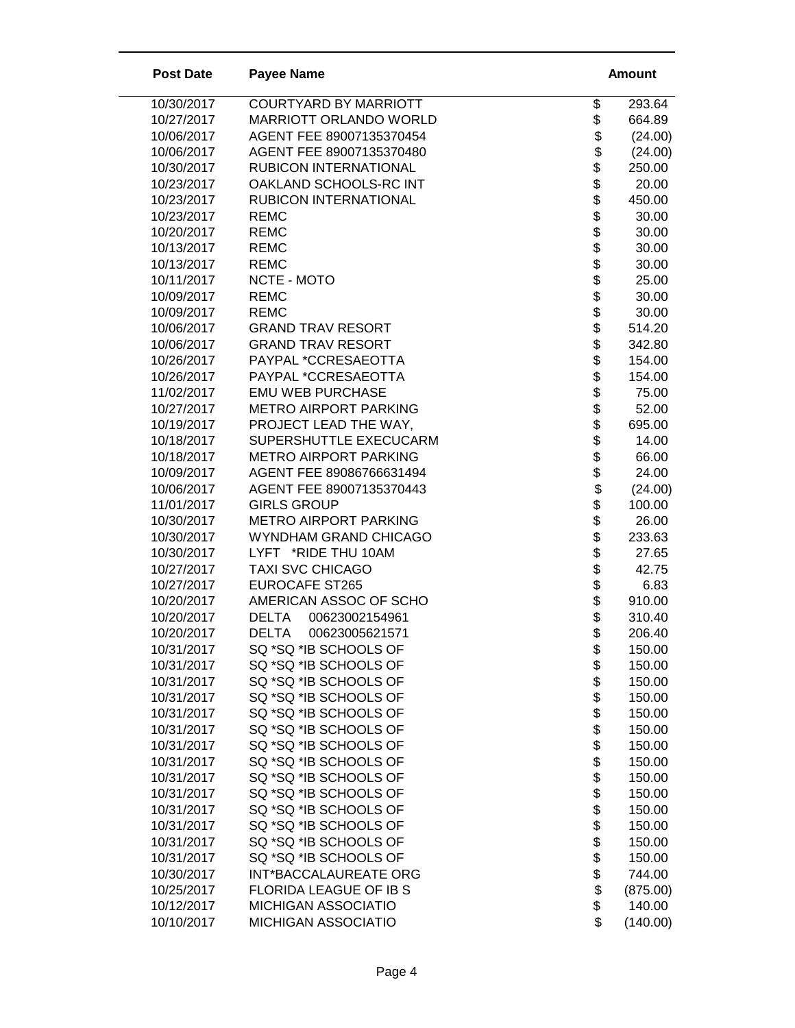| Post Date | Payee Name | Amount |
|---|---|---|
| 10/30/2017 | COURTYARD BY MARRIOTT | $ 293.64 |
| 10/27/2017 | MARRIOTT ORLANDO WORLD | $ 664.89 |
| 10/06/2017 | AGENT FEE 89007135370454 | $ (24.00) |
| 10/06/2017 | AGENT FEE 89007135370480 | $ (24.00) |
| 10/30/2017 | RUBICON INTERNATIONAL | $ 250.00 |
| 10/23/2017 | OAKLAND SCHOOLS-RC INT | $ 20.00 |
| 10/23/2017 | RUBICON INTERNATIONAL | $ 450.00 |
| 10/23/2017 | REMC | $ 30.00 |
| 10/20/2017 | REMC | $ 30.00 |
| 10/13/2017 | REMC | $ 30.00 |
| 10/13/2017 | REMC | $ 30.00 |
| 10/11/2017 | NCTE - MOTO | $ 25.00 |
| 10/09/2017 | REMC | $ 30.00 |
| 10/09/2017 | REMC | $ 30.00 |
| 10/06/2017 | GRAND TRAV RESORT | $ 514.20 |
| 10/06/2017 | GRAND TRAV RESORT | $ 342.80 |
| 10/26/2017 | PAYPAL *CCRESAEOTTA | $ 154.00 |
| 10/26/2017 | PAYPAL *CCRESAEOTTA | $ 154.00 |
| 11/02/2017 | EMU WEB PURCHASE | $ 75.00 |
| 10/27/2017 | METRO AIRPORT PARKING | $ 52.00 |
| 10/19/2017 | PROJECT LEAD THE WAY, | $ 695.00 |
| 10/18/2017 | SUPERSHUTTLE EXECUCARM | $ 14.00 |
| 10/18/2017 | METRO AIRPORT PARKING | $ 66.00 |
| 10/09/2017 | AGENT FEE 89086766631494 | $ 24.00 |
| 10/06/2017 | AGENT FEE 89007135370443 | $ (24.00) |
| 11/01/2017 | GIRLS GROUP | $ 100.00 |
| 10/30/2017 | METRO AIRPORT PARKING | $ 26.00 |
| 10/30/2017 | WYNDHAM GRAND CHICAGO | $ 233.63 |
| 10/30/2017 | LYFT *RIDE THU 10AM | $ 27.65 |
| 10/27/2017 | TAXI SVC CHICAGO | $ 42.75 |
| 10/27/2017 | EUROCAFE ST265 | $ 6.83 |
| 10/20/2017 | AMERICAN ASSOC OF SCHO | $ 910.00 |
| 10/20/2017 | DELTA 00623002154961 | $ 310.40 |
| 10/20/2017 | DELTA 00623005621571 | $ 206.40 |
| 10/31/2017 | SQ *SQ *IB SCHOOLS OF | $ 150.00 |
| 10/31/2017 | SQ *SQ *IB SCHOOLS OF | $ 150.00 |
| 10/31/2017 | SQ *SQ *IB SCHOOLS OF | $ 150.00 |
| 10/31/2017 | SQ *SQ *IB SCHOOLS OF | $ 150.00 |
| 10/31/2017 | SQ *SQ *IB SCHOOLS OF | $ 150.00 |
| 10/31/2017 | SQ *SQ *IB SCHOOLS OF | $ 150.00 |
| 10/31/2017 | SQ *SQ *IB SCHOOLS OF | $ 150.00 |
| 10/31/2017 | SQ *SQ *IB SCHOOLS OF | $ 150.00 |
| 10/31/2017 | SQ *SQ *IB SCHOOLS OF | $ 150.00 |
| 10/31/2017 | SQ *SQ *IB SCHOOLS OF | $ 150.00 |
| 10/31/2017 | SQ *SQ *IB SCHOOLS OF | $ 150.00 |
| 10/31/2017 | SQ *SQ *IB SCHOOLS OF | $ 150.00 |
| 10/31/2017 | SQ *SQ *IB SCHOOLS OF | $ 150.00 |
| 10/31/2017 | SQ *SQ *IB SCHOOLS OF | $ 150.00 |
| 10/30/2017 | INT*BACCALAUREATE ORG | $ 744.00 |
| 10/25/2017 | FLORIDA LEAGUE OF IB S | $ (875.00) |
| 10/12/2017 | MICHIGAN ASSOCIATIO | $ 140.00 |
| 10/10/2017 | MICHIGAN ASSOCIATIO | $ (140.00) |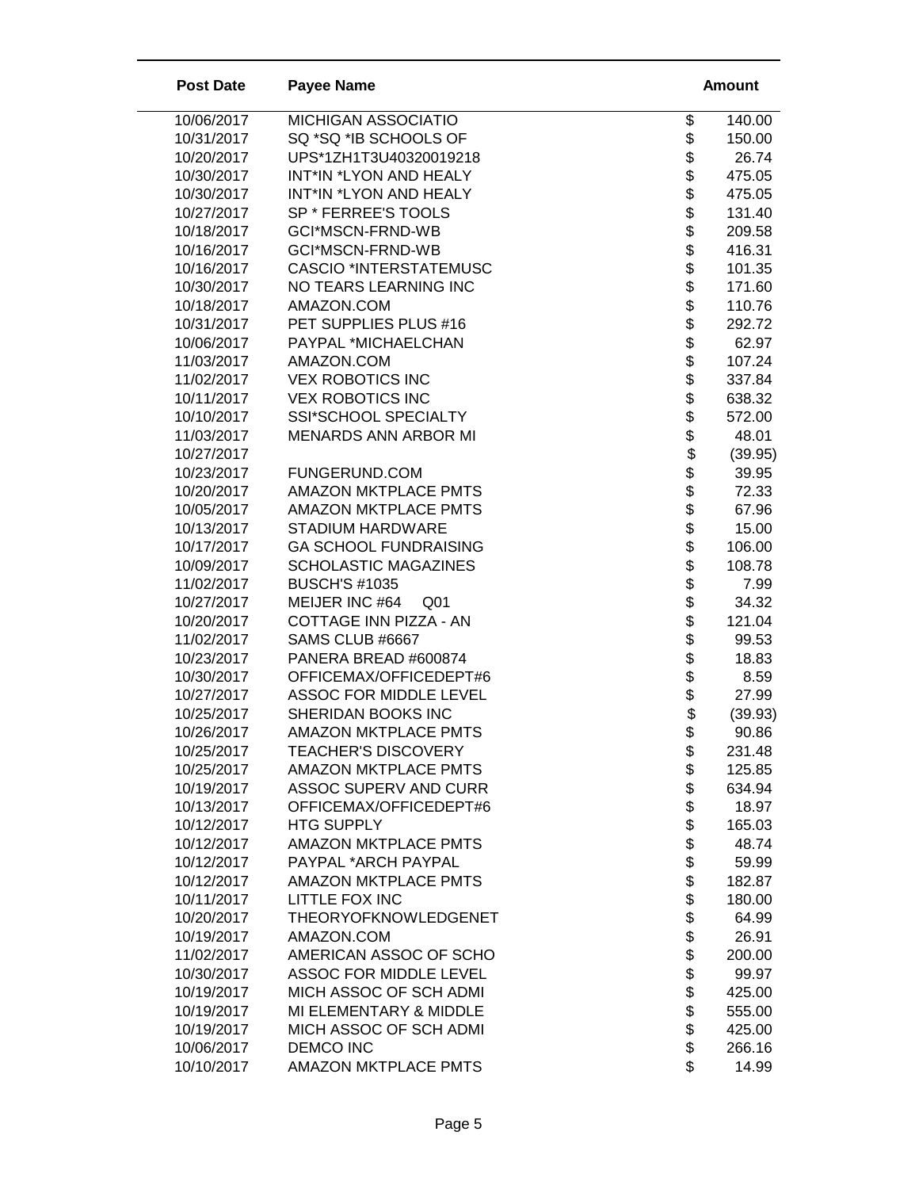| Post Date | Payee Name | Amount |
|---|---|---|
| 10/06/2017 | MICHIGAN ASSOCIATIO | $ 140.00 |
| 10/31/2017 | SQ *SQ *IB SCHOOLS OF | $ 150.00 |
| 10/20/2017 | UPS*1ZH1T3U40320019218 | $ 26.74 |
| 10/30/2017 | INT*IN *LYON AND HEALY | $ 475.05 |
| 10/30/2017 | INT*IN *LYON AND HEALY | $ 475.05 |
| 10/27/2017 | SP * FERREE'S TOOLS | $ 131.40 |
| 10/18/2017 | GCI*MSCN-FRND-WB | $ 209.58 |
| 10/16/2017 | GCI*MSCN-FRND-WB | $ 416.31 |
| 10/16/2017 | CASCIO *INTERSTATEMUSC | $ 101.35 |
| 10/30/2017 | NO TEARS LEARNING INC | $ 171.60 |
| 10/18/2017 | AMAZON.COM | $ 110.76 |
| 10/31/2017 | PET SUPPLIES PLUS #16 | $ 292.72 |
| 10/06/2017 | PAYPAL *MICHAELCHAN | $ 62.97 |
| 11/03/2017 | AMAZON.COM | $ 107.24 |
| 11/02/2017 | VEX ROBOTICS INC | $ 337.84 |
| 10/11/2017 | VEX ROBOTICS INC | $ 638.32 |
| 10/10/2017 | SSI*SCHOOL SPECIALTY | $ 572.00 |
| 11/03/2017 | MENARDS ANN ARBOR MI | $ 48.01 |
| 10/27/2017 | | $ (39.95) |
| 10/23/2017 | FUNGERUND.COM | $ 39.95 |
| 10/20/2017 | AMAZON MKTPLACE PMTS | $ 72.33 |
| 10/05/2017 | AMAZON MKTPLACE PMTS | $ 67.96 |
| 10/13/2017 | STADIUM HARDWARE | $ 15.00 |
| 10/17/2017 | GA SCHOOL FUNDRAISING | $ 106.00 |
| 10/09/2017 | SCHOLASTIC MAGAZINES | $ 108.78 |
| 11/02/2017 | BUSCH'S #1035 | $ 7.99 |
| 10/27/2017 | MEIJER INC #64 Q01 | $ 34.32 |
| 10/20/2017 | COTTAGE INN PIZZA - AN | $ 121.04 |
| 11/02/2017 | SAMS CLUB #6667 | $ 99.53 |
| 10/23/2017 | PANERA BREAD #600874 | $ 18.83 |
| 10/30/2017 | OFFICEMAX/OFFICEDEPT#6 | $ 8.59 |
| 10/27/2017 | ASSOC FOR MIDDLE LEVEL | $ 27.99 |
| 10/25/2017 | SHERIDAN BOOKS INC | $ (39.93) |
| 10/26/2017 | AMAZON MKTPLACE PMTS | $ 90.86 |
| 10/25/2017 | TEACHER'S DISCOVERY | $ 231.48 |
| 10/25/2017 | AMAZON MKTPLACE PMTS | $ 125.85 |
| 10/19/2017 | ASSOC SUPERV AND CURR | $ 634.94 |
| 10/13/2017 | OFFICEMAX/OFFICEDEPT#6 | $ 18.97 |
| 10/12/2017 | HTG SUPPLY | $ 165.03 |
| 10/12/2017 | AMAZON MKTPLACE PMTS | $ 48.74 |
| 10/12/2017 | PAYPAL *ARCH PAYPAL | $ 59.99 |
| 10/12/2017 | AMAZON MKTPLACE PMTS | $ 182.87 |
| 10/11/2017 | LITTLE FOX INC | $ 180.00 |
| 10/20/2017 | THEORYOFKNOWLEDGENET | $ 64.99 |
| 10/19/2017 | AMAZON.COM | $ 26.91 |
| 11/02/2017 | AMERICAN ASSOC OF SCHO | $ 200.00 |
| 10/30/2017 | ASSOC FOR MIDDLE LEVEL | $ 99.97 |
| 10/19/2017 | MICH ASSOC OF SCH ADMI | $ 425.00 |
| 10/19/2017 | MI ELEMENTARY & MIDDLE | $ 555.00 |
| 10/19/2017 | MICH ASSOC OF SCH ADMI | $ 425.00 |
| 10/06/2017 | DEMCO INC | $ 266.16 |
| 10/10/2017 | AMAZON MKTPLACE PMTS | $ 14.99 |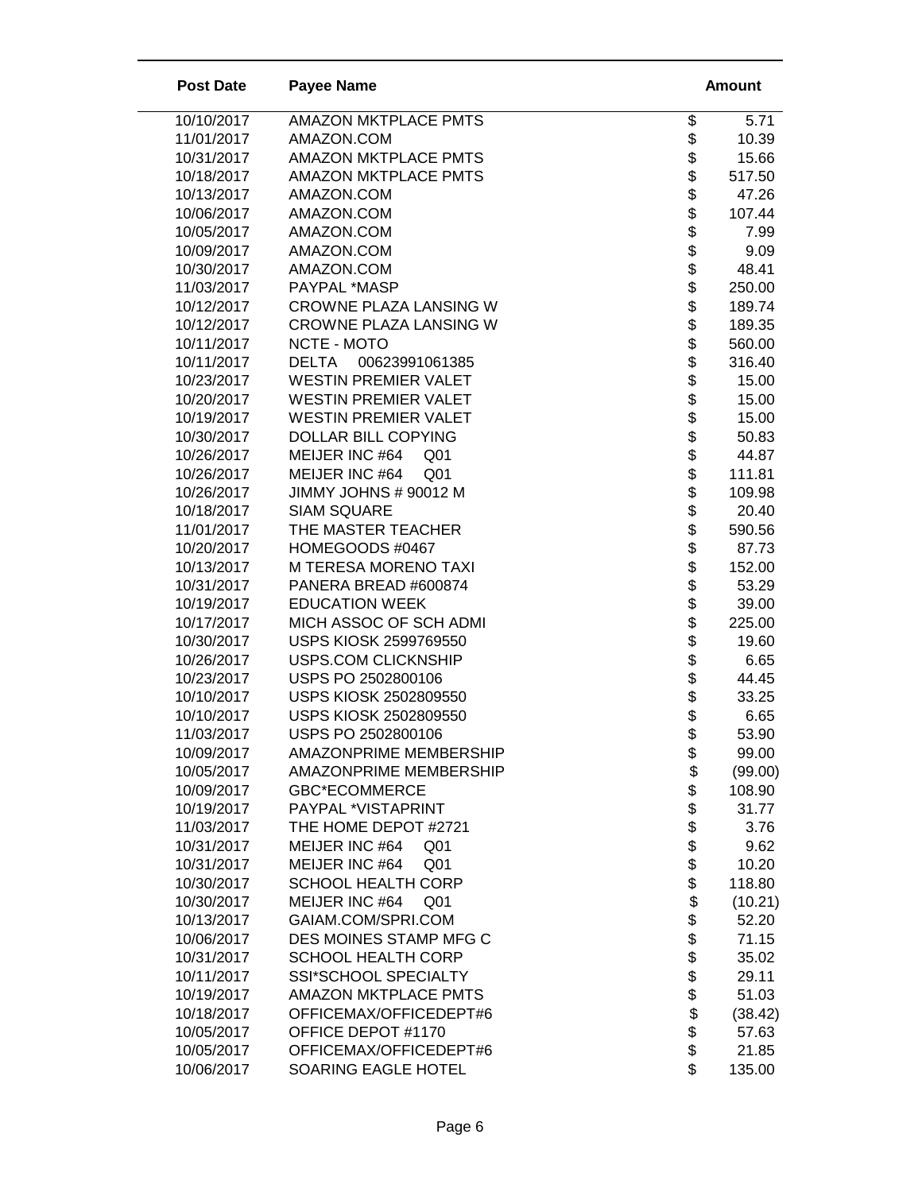| Post Date | Payee Name | Amount |
|---|---|---|
| 10/10/2017 | AMAZON MKTPLACE PMTS | $ 5.71 |
| 11/01/2017 | AMAZON.COM | $ 10.39 |
| 10/31/2017 | AMAZON MKTPLACE PMTS | $ 15.66 |
| 10/18/2017 | AMAZON MKTPLACE PMTS | $ 517.50 |
| 10/13/2017 | AMAZON.COM | $ 47.26 |
| 10/06/2017 | AMAZON.COM | $ 107.44 |
| 10/05/2017 | AMAZON.COM | $ 7.99 |
| 10/09/2017 | AMAZON.COM | $ 9.09 |
| 10/30/2017 | AMAZON.COM | $ 48.41 |
| 11/03/2017 | PAYPAL *MASP | $ 250.00 |
| 10/12/2017 | CROWNE PLAZA LANSING W | $ 189.74 |
| 10/12/2017 | CROWNE PLAZA LANSING W | $ 189.35 |
| 10/11/2017 | NCTE - MOTO | $ 560.00 |
| 10/11/2017 | DELTA 00623991061385 | $ 316.40 |
| 10/23/2017 | WESTIN PREMIER VALET | $ 15.00 |
| 10/20/2017 | WESTIN PREMIER VALET | $ 15.00 |
| 10/19/2017 | WESTIN PREMIER VALET | $ 15.00 |
| 10/30/2017 | DOLLAR BILL COPYING | $ 50.83 |
| 10/26/2017 | MEIJER INC #64 Q01 | $ 44.87 |
| 10/26/2017 | MEIJER INC #64 Q01 | $ 111.81 |
| 10/26/2017 | JIMMY JOHNS # 90012 M | $ 109.98 |
| 10/18/2017 | SIAM SQUARE | $ 20.40 |
| 11/01/2017 | THE MASTER TEACHER | $ 590.56 |
| 10/20/2017 | HOMEGOODS #0467 | $ 87.73 |
| 10/13/2017 | M TERESA MORENO TAXI | $ 152.00 |
| 10/31/2017 | PANERA BREAD #600874 | $ 53.29 |
| 10/19/2017 | EDUCATION WEEK | $ 39.00 |
| 10/17/2017 | MICH ASSOC OF SCH ADMI | $ 225.00 |
| 10/30/2017 | USPS KIOSK 2599769550 | $ 19.60 |
| 10/26/2017 | USPS.COM CLICKNSHIP | $ 6.65 |
| 10/23/2017 | USPS PO 2502800106 | $ 44.45 |
| 10/10/2017 | USPS KIOSK 2502809550 | $ 33.25 |
| 10/10/2017 | USPS KIOSK 2502809550 | $ 6.65 |
| 11/03/2017 | USPS PO 2502800106 | $ 53.90 |
| 10/09/2017 | AMAZONPRIME MEMBERSHIP | $ 99.00 |
| 10/05/2017 | AMAZONPRIME MEMBERSHIP | $ (99.00) |
| 10/09/2017 | GBC*ECOMMERCE | $ 108.90 |
| 10/19/2017 | PAYPAL *VISTAPRINT | $ 31.77 |
| 11/03/2017 | THE HOME DEPOT #2721 | $ 3.76 |
| 10/31/2017 | MEIJER INC #64 Q01 | $ 9.62 |
| 10/31/2017 | MEIJER INC #64 Q01 | $ 10.20 |
| 10/30/2017 | SCHOOL HEALTH CORP | $ 118.80 |
| 10/30/2017 | MEIJER INC #64 Q01 | $ (10.21) |
| 10/13/2017 | GAIAM.COM/SPRI.COM | $ 52.20 |
| 10/06/2017 | DES MOINES STAMP MFG C | $ 71.15 |
| 10/31/2017 | SCHOOL HEALTH CORP | $ 35.02 |
| 10/11/2017 | SSI*SCHOOL SPECIALTY | $ 29.11 |
| 10/19/2017 | AMAZON MKTPLACE PMTS | $ 51.03 |
| 10/18/2017 | OFFICEMAX/OFFICEDEPT#6 | $ (38.42) |
| 10/05/2017 | OFFICE DEPOT #1170 | $ 57.63 |
| 10/05/2017 | OFFICEMAX/OFFICEDEPT#6 | $ 21.85 |
| 10/06/2017 | SOARING EAGLE HOTEL | $ 135.00 |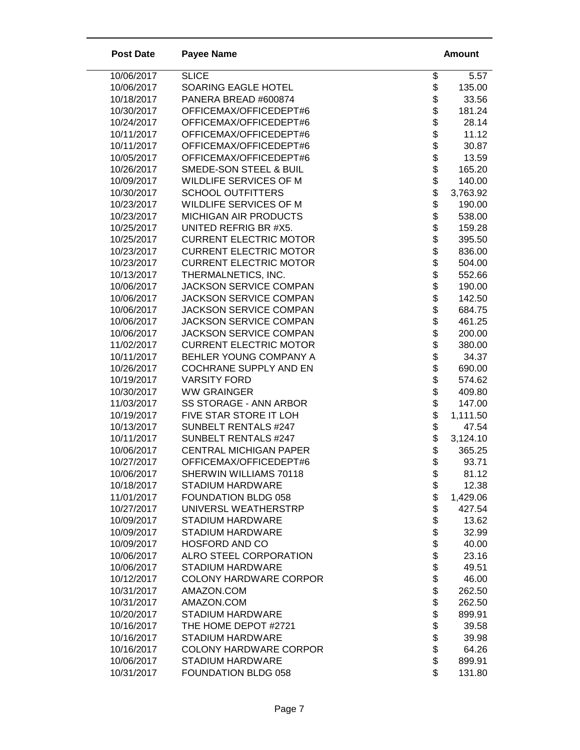| Post Date | Payee Name | Amount |
|---|---|---|
| 10/06/2017 | SLICE | $ 5.57 |
| 10/06/2017 | SOARING EAGLE HOTEL | $ 135.00 |
| 10/18/2017 | PANERA BREAD #600874 | $ 33.56 |
| 10/30/2017 | OFFICEMAX/OFFICEDEPT#6 | $ 181.24 |
| 10/24/2017 | OFFICEMAX/OFFICEDEPT#6 | $ 28.14 |
| 10/11/2017 | OFFICEMAX/OFFICEDEPT#6 | $ 11.12 |
| 10/11/2017 | OFFICEMAX/OFFICEDEPT#6 | $ 30.87 |
| 10/05/2017 | OFFICEMAX/OFFICEDEPT#6 | $ 13.59 |
| 10/26/2017 | SMEDE-SON STEEL & BUIL | $ 165.20 |
| 10/09/2017 | WILDLIFE SERVICES OF M | $ 140.00 |
| 10/30/2017 | SCHOOL OUTFITTERS | $ 3,763.92 |
| 10/23/2017 | WILDLIFE SERVICES OF M | $ 190.00 |
| 10/23/2017 | MICHIGAN AIR PRODUCTS | $ 538.00 |
| 10/25/2017 | UNITED REFRIG BR #X5. | $ 159.28 |
| 10/25/2017 | CURRENT ELECTRIC MOTOR | $ 395.50 |
| 10/23/2017 | CURRENT ELECTRIC MOTOR | $ 836.00 |
| 10/23/2017 | CURRENT ELECTRIC MOTOR | $ 504.00 |
| 10/13/2017 | THERMALNETICS, INC. | $ 552.66 |
| 10/06/2017 | JACKSON SERVICE COMPAN | $ 190.00 |
| 10/06/2017 | JACKSON SERVICE COMPAN | $ 142.50 |
| 10/06/2017 | JACKSON SERVICE COMPAN | $ 684.75 |
| 10/06/2017 | JACKSON SERVICE COMPAN | $ 461.25 |
| 10/06/2017 | JACKSON SERVICE COMPAN | $ 200.00 |
| 11/02/2017 | CURRENT ELECTRIC MOTOR | $ 380.00 |
| 10/11/2017 | BEHLER YOUNG COMPANY A | $ 34.37 |
| 10/26/2017 | COCHRANE SUPPLY AND EN | $ 690.00 |
| 10/19/2017 | VARSITY FORD | $ 574.62 |
| 10/30/2017 | WW GRAINGER | $ 409.80 |
| 11/03/2017 | SS STORAGE - ANN ARBOR | $ 147.00 |
| 10/19/2017 | FIVE STAR STORE IT LOH | $ 1,111.50 |
| 10/13/2017 | SUNBELT RENTALS #247 | $ 47.54 |
| 10/11/2017 | SUNBELT RENTALS #247 | $ 3,124.10 |
| 10/06/2017 | CENTRAL MICHIGAN PAPER | $ 365.25 |
| 10/27/2017 | OFFICEMAX/OFFICEDEPT#6 | $ 93.71 |
| 10/06/2017 | SHERWIN WILLIAMS 70118 | $ 81.12 |
| 10/18/2017 | STADIUM HARDWARE | $ 12.38 |
| 11/01/2017 | FOUNDATION BLDG 058 | $ 1,429.06 |
| 10/27/2017 | UNIVERSL WEATHERSTRP | $ 427.54 |
| 10/09/2017 | STADIUM HARDWARE | $ 13.62 |
| 10/09/2017 | STADIUM HARDWARE | $ 32.99 |
| 10/09/2017 | HOSFORD AND CO | $ 40.00 |
| 10/06/2017 | ALRO STEEL CORPORATION | $ 23.16 |
| 10/06/2017 | STADIUM HARDWARE | $ 49.51 |
| 10/12/2017 | COLONY HARDWARE CORPOR | $ 46.00 |
| 10/31/2017 | AMAZON.COM | $ 262.50 |
| 10/31/2017 | AMAZON.COM | $ 262.50 |
| 10/20/2017 | STADIUM HARDWARE | $ 899.91 |
| 10/16/2017 | THE HOME DEPOT #2721 | $ 39.58 |
| 10/16/2017 | STADIUM HARDWARE | $ 39.98 |
| 10/16/2017 | COLONY HARDWARE CORPOR | $ 64.26 |
| 10/06/2017 | STADIUM HARDWARE | $ 899.91 |
| 10/31/2017 | FOUNDATION BLDG 058 | $ 131.80 |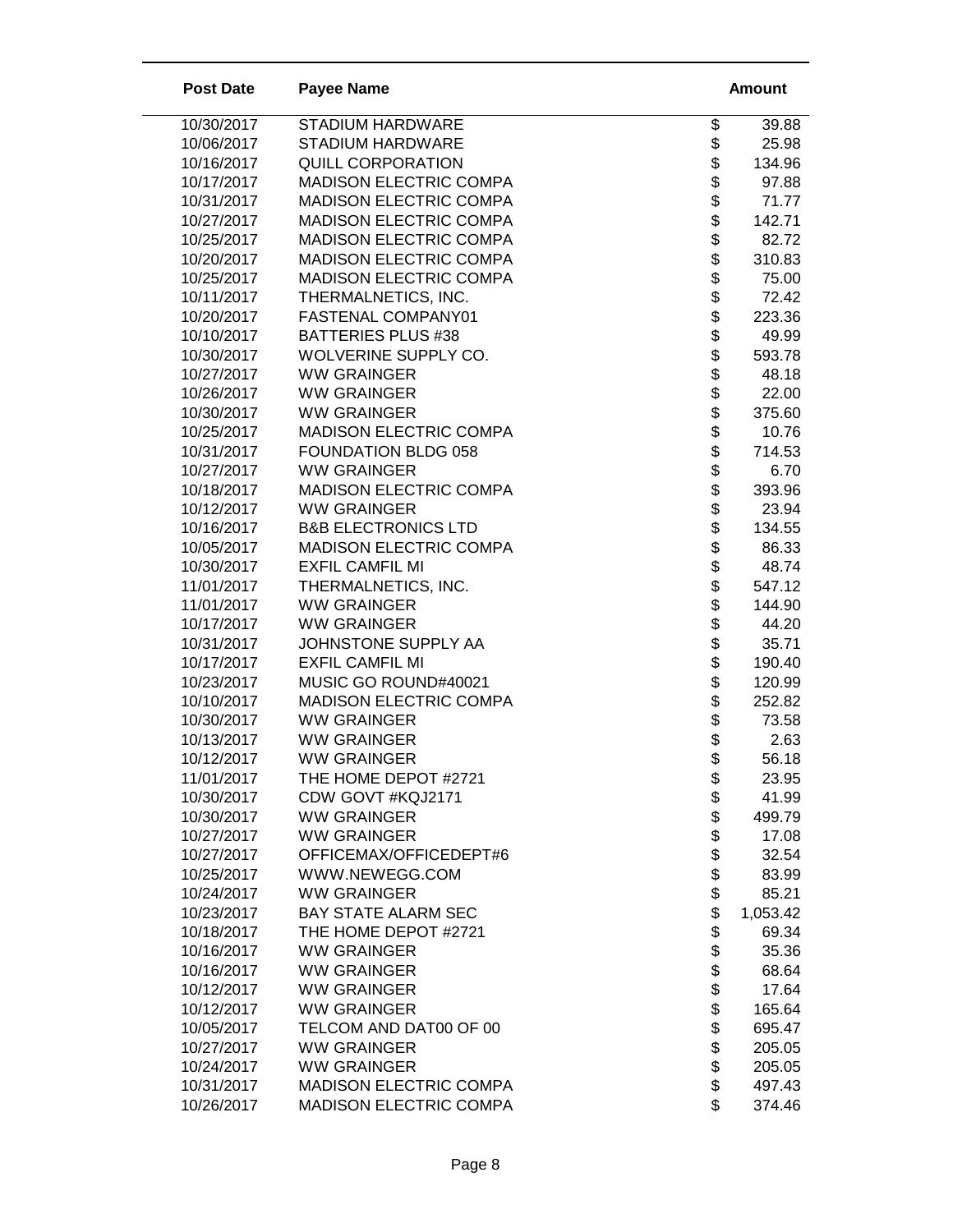| Post Date | Payee Name | Amount |
|---|---|---|
| 10/30/2017 | STADIUM HARDWARE | $ 39.88 |
| 10/06/2017 | STADIUM HARDWARE | $ 25.98 |
| 10/16/2017 | QUILL CORPORATION | $ 134.96 |
| 10/17/2017 | MADISON ELECTRIC COMPA | $ 97.88 |
| 10/31/2017 | MADISON ELECTRIC COMPA | $ 71.77 |
| 10/27/2017 | MADISON ELECTRIC COMPA | $ 142.71 |
| 10/25/2017 | MADISON ELECTRIC COMPA | $ 82.72 |
| 10/20/2017 | MADISON ELECTRIC COMPA | $ 310.83 |
| 10/25/2017 | MADISON ELECTRIC COMPA | $ 75.00 |
| 10/11/2017 | THERMALNETICS, INC. | $ 72.42 |
| 10/20/2017 | FASTENAL COMPANY01 | $ 223.36 |
| 10/10/2017 | BATTERIES PLUS #38 | $ 49.99 |
| 10/30/2017 | WOLVERINE SUPPLY CO. | $ 593.78 |
| 10/27/2017 | WW GRAINGER | $ 48.18 |
| 10/26/2017 | WW GRAINGER | $ 22.00 |
| 10/30/2017 | WW GRAINGER | $ 375.60 |
| 10/25/2017 | MADISON ELECTRIC COMPA | $ 10.76 |
| 10/31/2017 | FOUNDATION BLDG 058 | $ 714.53 |
| 10/27/2017 | WW GRAINGER | $ 6.70 |
| 10/18/2017 | MADISON ELECTRIC COMPA | $ 393.96 |
| 10/12/2017 | WW GRAINGER | $ 23.94 |
| 10/16/2017 | B&B ELECTRONICS LTD | $ 134.55 |
| 10/05/2017 | MADISON ELECTRIC COMPA | $ 86.33 |
| 10/30/2017 | EXFIL CAMFIL MI | $ 48.74 |
| 11/01/2017 | THERMALNETICS, INC. | $ 547.12 |
| 11/01/2017 | WW GRAINGER | $ 144.90 |
| 10/17/2017 | WW GRAINGER | $ 44.20 |
| 10/31/2017 | JOHNSTONE SUPPLY AA | $ 35.71 |
| 10/17/2017 | EXFIL CAMFIL MI | $ 190.40 |
| 10/23/2017 | MUSIC GO ROUND#40021 | $ 120.99 |
| 10/10/2017 | MADISON ELECTRIC COMPA | $ 252.82 |
| 10/30/2017 | WW GRAINGER | $ 73.58 |
| 10/13/2017 | WW GRAINGER | $ 2.63 |
| 10/12/2017 | WW GRAINGER | $ 56.18 |
| 11/01/2017 | THE HOME DEPOT #2721 | $ 23.95 |
| 10/30/2017 | CDW GOVT #KQJ2171 | $ 41.99 |
| 10/30/2017 | WW GRAINGER | $ 499.79 |
| 10/27/2017 | WW GRAINGER | $ 17.08 |
| 10/27/2017 | OFFICEMAX/OFFICEDEPT#6 | $ 32.54 |
| 10/25/2017 | WWW.NEWEGG.COM | $ 83.99 |
| 10/24/2017 | WW GRAINGER | $ 85.21 |
| 10/23/2017 | BAY STATE ALARM SEC | $ 1,053.42 |
| 10/18/2017 | THE HOME DEPOT #2721 | $ 69.34 |
| 10/16/2017 | WW GRAINGER | $ 35.36 |
| 10/16/2017 | WW GRAINGER | $ 68.64 |
| 10/12/2017 | WW GRAINGER | $ 17.64 |
| 10/12/2017 | WW GRAINGER | $ 165.64 |
| 10/05/2017 | TELCOM AND DAT00 OF 00 | $ 695.47 |
| 10/27/2017 | WW GRAINGER | $ 205.05 |
| 10/24/2017 | WW GRAINGER | $ 205.05 |
| 10/31/2017 | MADISON ELECTRIC COMPA | $ 497.43 |
| 10/26/2017 | MADISON ELECTRIC COMPA | $ 374.46 |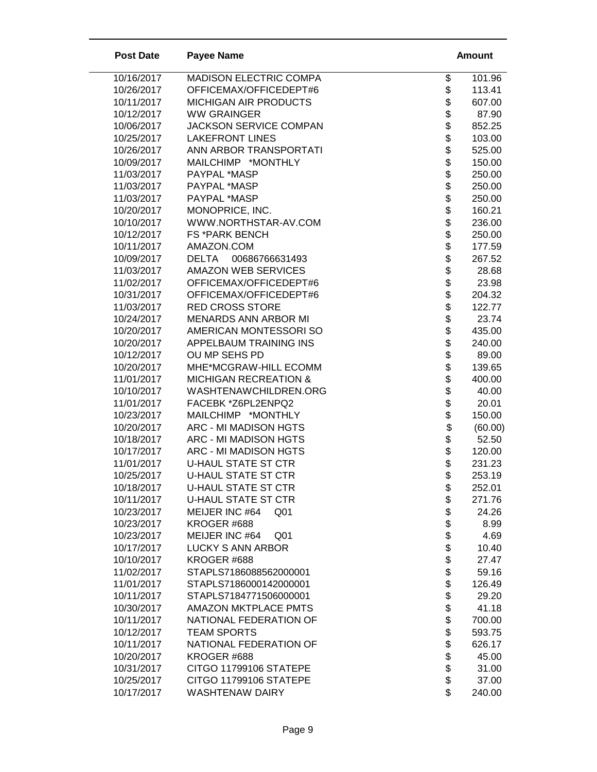| Post Date | Payee Name | Amount |
|---|---|---|
| 10/16/2017 | MADISON ELECTRIC COMPA | $ 101.96 |
| 10/26/2017 | OFFICEMAX/OFFICEDEPT#6 | $ 113.41 |
| 10/11/2017 | MICHIGAN AIR PRODUCTS | $ 607.00 |
| 10/12/2017 | WW GRAINGER | $ 87.90 |
| 10/06/2017 | JACKSON SERVICE COMPAN | $ 852.25 |
| 10/25/2017 | LAKEFRONT LINES | $ 103.00 |
| 10/26/2017 | ANN ARBOR TRANSPORTATI | $ 525.00 |
| 10/09/2017 | MAILCHIMP *MONTHLY | $ 150.00 |
| 11/03/2017 | PAYPAL *MASP | $ 250.00 |
| 11/03/2017 | PAYPAL *MASP | $ 250.00 |
| 11/03/2017 | PAYPAL *MASP | $ 250.00 |
| 10/20/2017 | MONOPRICE, INC. | $ 160.21 |
| 10/10/2017 | WWW.NORTHSTAR-AV.COM | $ 236.00 |
| 10/12/2017 | FS *PARK BENCH | $ 250.00 |
| 10/11/2017 | AMAZON.COM | $ 177.59 |
| 10/09/2017 | DELTA 00686766631493 | $ 267.52 |
| 11/03/2017 | AMAZON WEB SERVICES | $ 28.68 |
| 11/02/2017 | OFFICEMAX/OFFICEDEPT#6 | $ 23.98 |
| 10/31/2017 | OFFICEMAX/OFFICEDEPT#6 | $ 204.32 |
| 11/03/2017 | RED CROSS STORE | $ 122.77 |
| 10/24/2017 | MENARDS ANN ARBOR MI | $ 23.74 |
| 10/20/2017 | AMERICAN MONTESSORI SO | $ 435.00 |
| 10/20/2017 | APPELBAUM TRAINING INS | $ 240.00 |
| 10/12/2017 | OU MP SEHS PD | $ 89.00 |
| 10/20/2017 | MHE*MCGRAW-HILL ECOMM | $ 139.65 |
| 11/01/2017 | MICHIGAN RECREATION & | $ 400.00 |
| 10/10/2017 | WASHTENAWCHILDREN.ORG | $ 40.00 |
| 11/01/2017 | FACEBK *Z6PL2ENPQ2 | $ 20.01 |
| 10/23/2017 | MAILCHIMP *MONTHLY | $ 150.00 |
| 10/20/2017 | ARC - MI MADISON HGTS | $ (60.00) |
| 10/18/2017 | ARC - MI MADISON HGTS | $ 52.50 |
| 10/17/2017 | ARC - MI MADISON HGTS | $ 120.00 |
| 11/01/2017 | U-HAUL STATE ST CTR | $ 231.23 |
| 10/25/2017 | U-HAUL STATE ST CTR | $ 253.19 |
| 10/18/2017 | U-HAUL STATE ST CTR | $ 252.01 |
| 10/11/2017 | U-HAUL STATE ST CTR | $ 271.76 |
| 10/23/2017 | MEIJER INC #64 Q01 | $ 24.26 |
| 10/23/2017 | KROGER #688 | $ 8.99 |
| 10/23/2017 | MEIJER INC #64 Q01 | $ 4.69 |
| 10/17/2017 | LUCKY S ANN ARBOR | $ 10.40 |
| 10/10/2017 | KROGER #688 | $ 27.47 |
| 11/02/2017 | STAPLS7186088562000001 | $ 59.16 |
| 11/01/2017 | STAPLS7186000142000001 | $ 126.49 |
| 10/11/2017 | STAPLS7184771506000001 | $ 29.20 |
| 10/30/2017 | AMAZON MKTPLACE PMTS | $ 41.18 |
| 10/11/2017 | NATIONAL FEDERATION OF | $ 700.00 |
| 10/12/2017 | TEAM SPORTS | $ 593.75 |
| 10/11/2017 | NATIONAL FEDERATION OF | $ 626.17 |
| 10/20/2017 | KROGER #688 | $ 45.00 |
| 10/31/2017 | CITGO 11799106 STATEPE | $ 31.00 |
| 10/25/2017 | CITGO 11799106 STATEPE | $ 37.00 |
| 10/17/2017 | WASHTENAW DAIRY | $ 240.00 |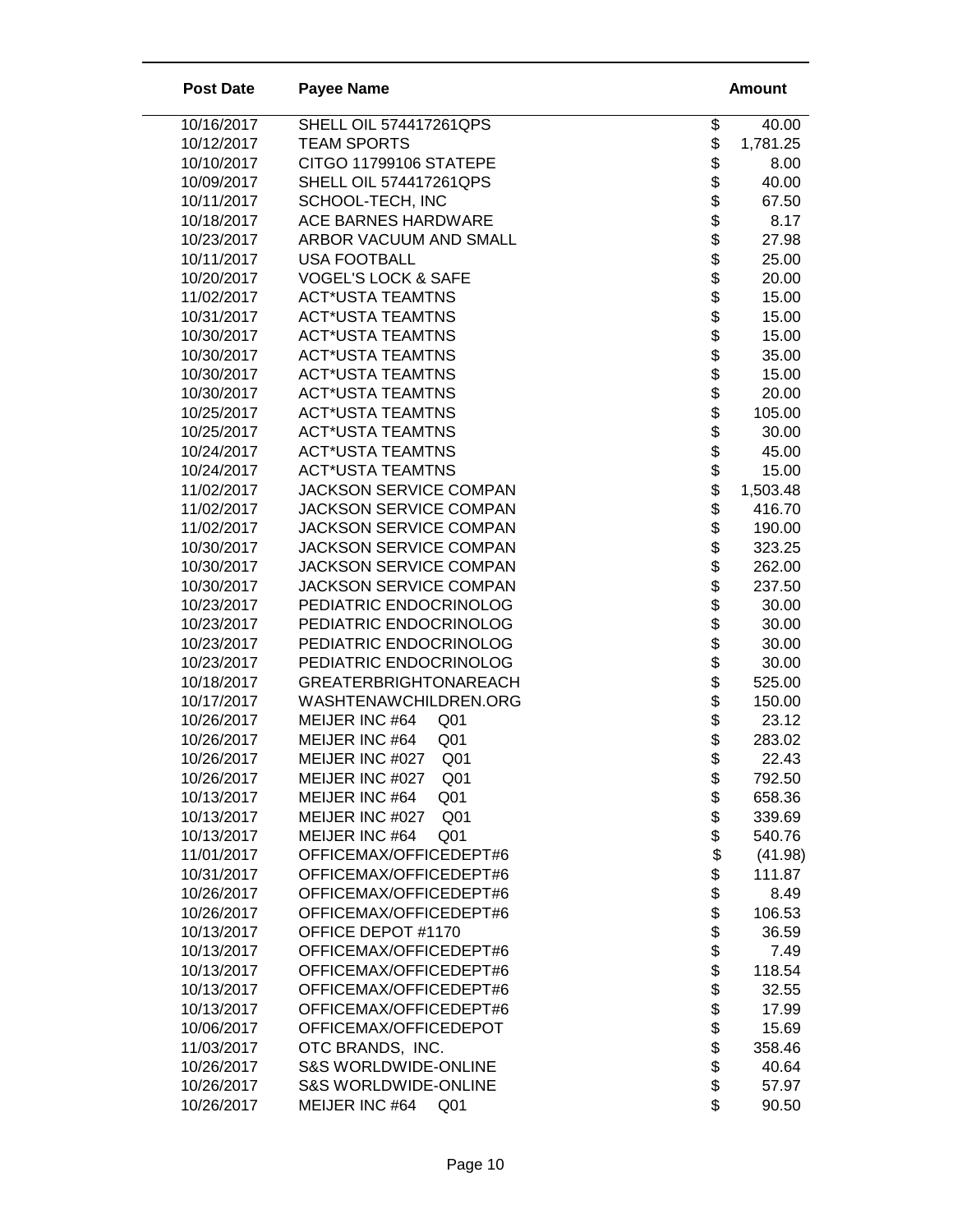| Post Date | Payee Name | Amount |
|---|---|---|
| 10/16/2017 | SHELL OIL 574417261QPS | $ 40.00 |
| 10/12/2017 | TEAM SPORTS | $ 1,781.25 |
| 10/10/2017 | CITGO 11799106 STATEPE | $ 8.00 |
| 10/09/2017 | SHELL OIL 574417261QPS | $ 40.00 |
| 10/11/2017 | SCHOOL-TECH, INC | $ 67.50 |
| 10/18/2017 | ACE BARNES HARDWARE | $ 8.17 |
| 10/23/2017 | ARBOR VACUUM AND SMALL | $ 27.98 |
| 10/11/2017 | USA FOOTBALL | $ 25.00 |
| 10/20/2017 | VOGEL'S LOCK & SAFE | $ 20.00 |
| 11/02/2017 | ACT*USTA TEAMTNS | $ 15.00 |
| 10/31/2017 | ACT*USTA TEAMTNS | $ 15.00 |
| 10/30/2017 | ACT*USTA TEAMTNS | $ 15.00 |
| 10/30/2017 | ACT*USTA TEAMTNS | $ 35.00 |
| 10/30/2017 | ACT*USTA TEAMTNS | $ 15.00 |
| 10/30/2017 | ACT*USTA TEAMTNS | $ 20.00 |
| 10/25/2017 | ACT*USTA TEAMTNS | $ 105.00 |
| 10/25/2017 | ACT*USTA TEAMTNS | $ 30.00 |
| 10/24/2017 | ACT*USTA TEAMTNS | $ 45.00 |
| 10/24/2017 | ACT*USTA TEAMTNS | $ 15.00 |
| 11/02/2017 | JACKSON SERVICE COMPAN | $ 1,503.48 |
| 11/02/2017 | JACKSON SERVICE COMPAN | $ 416.70 |
| 11/02/2017 | JACKSON SERVICE COMPAN | $ 190.00 |
| 10/30/2017 | JACKSON SERVICE COMPAN | $ 323.25 |
| 10/30/2017 | JACKSON SERVICE COMPAN | $ 262.00 |
| 10/30/2017 | JACKSON SERVICE COMPAN | $ 237.50 |
| 10/23/2017 | PEDIATRIC ENDOCRINOLOG | $ 30.00 |
| 10/23/2017 | PEDIATRIC ENDOCRINOLOG | $ 30.00 |
| 10/23/2017 | PEDIATRIC ENDOCRINOLOG | $ 30.00 |
| 10/23/2017 | PEDIATRIC ENDOCRINOLOG | $ 30.00 |
| 10/18/2017 | GREATERBRIGHTONAREACH | $ 525.00 |
| 10/17/2017 | WASHTENAWCHILDREN.ORG | $ 150.00 |
| 10/26/2017 | MEIJER INC #64 Q01 | $ 23.12 |
| 10/26/2017 | MEIJER INC #64 Q01 | $ 283.02 |
| 10/26/2017 | MEIJER INC #027 Q01 | $ 22.43 |
| 10/26/2017 | MEIJER INC #027 Q01 | $ 792.50 |
| 10/13/2017 | MEIJER INC #64 Q01 | $ 658.36 |
| 10/13/2017 | MEIJER INC #027 Q01 | $ 339.69 |
| 10/13/2017 | MEIJER INC #64 Q01 | $ 540.76 |
| 11/01/2017 | OFFICEMAX/OFFICEDEPT#6 | $ (41.98) |
| 10/31/2017 | OFFICEMAX/OFFICEDEPT#6 | $ 111.87 |
| 10/26/2017 | OFFICEMAX/OFFICEDEPT#6 | $ 8.49 |
| 10/26/2017 | OFFICEMAX/OFFICEDEPT#6 | $ 106.53 |
| 10/13/2017 | OFFICE DEPOT #1170 | $ 36.59 |
| 10/13/2017 | OFFICEMAX/OFFICEDEPT#6 | $ 7.49 |
| 10/13/2017 | OFFICEMAX/OFFICEDEPT#6 | $ 118.54 |
| 10/13/2017 | OFFICEMAX/OFFICEDEPT#6 | $ 32.55 |
| 10/13/2017 | OFFICEMAX/OFFICEDEPT#6 | $ 17.99 |
| 10/06/2017 | OFFICEMAX/OFFICEDEPOT | $ 15.69 |
| 11/03/2017 | OTC BRANDS, INC. | $ 358.46 |
| 10/26/2017 | S&S WORLDWIDE-ONLINE | $ 40.64 |
| 10/26/2017 | S&S WORLDWIDE-ONLINE | $ 57.97 |
| 10/26/2017 | MEIJER INC #64 Q01 | $ 90.50 |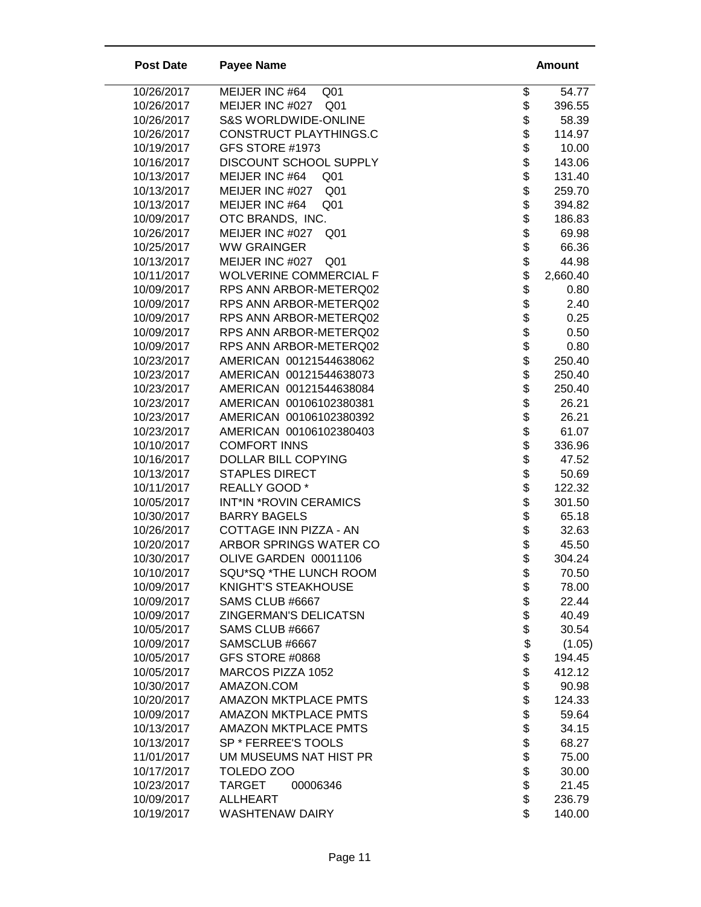| Post Date | Payee Name | Amount |
|---|---|---|
| 10/26/2017 | MEIJER INC #64 Q01 | $ 54.77 |
| 10/26/2017 | MEIJER INC #027 Q01 | $ 396.55 |
| 10/26/2017 | S&S WORLDWIDE-ONLINE | $ 58.39 |
| 10/26/2017 | CONSTRUCT PLAYTHINGS.C | $ 114.97 |
| 10/19/2017 | GFS STORE #1973 | $ 10.00 |
| 10/16/2017 | DISCOUNT SCHOOL SUPPLY | $ 143.06 |
| 10/13/2017 | MEIJER INC #64 Q01 | $ 131.40 |
| 10/13/2017 | MEIJER INC #027 Q01 | $ 259.70 |
| 10/13/2017 | MEIJER INC #64 Q01 | $ 394.82 |
| 10/09/2017 | OTC BRANDS, INC. | $ 186.83 |
| 10/26/2017 | MEIJER INC #027 Q01 | $ 69.98 |
| 10/25/2017 | WW GRAINGER | $ 66.36 |
| 10/13/2017 | MEIJER INC #027 Q01 | $ 44.98 |
| 10/11/2017 | WOLVERINE COMMERCIAL F | $ 2,660.40 |
| 10/09/2017 | RPS ANN ARBOR-METERQ02 | $ 0.80 |
| 10/09/2017 | RPS ANN ARBOR-METERQ02 | $ 2.40 |
| 10/09/2017 | RPS ANN ARBOR-METERQ02 | $ 0.25 |
| 10/09/2017 | RPS ANN ARBOR-METERQ02 | $ 0.50 |
| 10/09/2017 | RPS ANN ARBOR-METERQ02 | $ 0.80 |
| 10/23/2017 | AMERICAN 00121544638062 | $ 250.40 |
| 10/23/2017 | AMERICAN 00121544638073 | $ 250.40 |
| 10/23/2017 | AMERICAN 00121544638084 | $ 250.40 |
| 10/23/2017 | AMERICAN 00106102380381 | $ 26.21 |
| 10/23/2017 | AMERICAN 00106102380392 | $ 26.21 |
| 10/23/2017 | AMERICAN 00106102380403 | $ 61.07 |
| 10/10/2017 | COMFORT INNS | $ 336.96 |
| 10/16/2017 | DOLLAR BILL COPYING | $ 47.52 |
| 10/13/2017 | STAPLES DIRECT | $ 50.69 |
| 10/11/2017 | REALLY GOOD * | $ 122.32 |
| 10/05/2017 | INT*IN *ROVIN CERAMICS | $ 301.50 |
| 10/30/2017 | BARRY BAGELS | $ 65.18 |
| 10/26/2017 | COTTAGE INN PIZZA - AN | $ 32.63 |
| 10/20/2017 | ARBOR SPRINGS WATER CO | $ 45.50 |
| 10/30/2017 | OLIVE GARDEN 00011106 | $ 304.24 |
| 10/10/2017 | SQU*SQ *THE LUNCH ROOM | $ 70.50 |
| 10/09/2017 | KNIGHT'S STEAKHOUSE | $ 78.00 |
| 10/09/2017 | SAMS CLUB #6667 | $ 22.44 |
| 10/09/2017 | ZINGERMAN'S DELICATSN | $ 40.49 |
| 10/05/2017 | SAMS CLUB #6667 | $ 30.54 |
| 10/09/2017 | SAMSCLUB #6667 | $ (1.05) |
| 10/05/2017 | GFS STORE #0868 | $ 194.45 |
| 10/05/2017 | MARCOS PIZZA 1052 | $ 412.12 |
| 10/30/2017 | AMAZON.COM | $ 90.98 |
| 10/20/2017 | AMAZON MKTPLACE PMTS | $ 124.33 |
| 10/09/2017 | AMAZON MKTPLACE PMTS | $ 59.64 |
| 10/13/2017 | AMAZON MKTPLACE PMTS | $ 34.15 |
| 10/13/2017 | SP * FERREE'S TOOLS | $ 68.27 |
| 11/01/2017 | UM MUSEUMS NAT HIST PR | $ 75.00 |
| 10/17/2017 | TOLEDO ZOO | $ 30.00 |
| 10/23/2017 | TARGET 00006346 | $ 21.45 |
| 10/09/2017 | ALLHEART | $ 236.79 |
| 10/19/2017 | WASHTENAW DAIRY | $ 140.00 |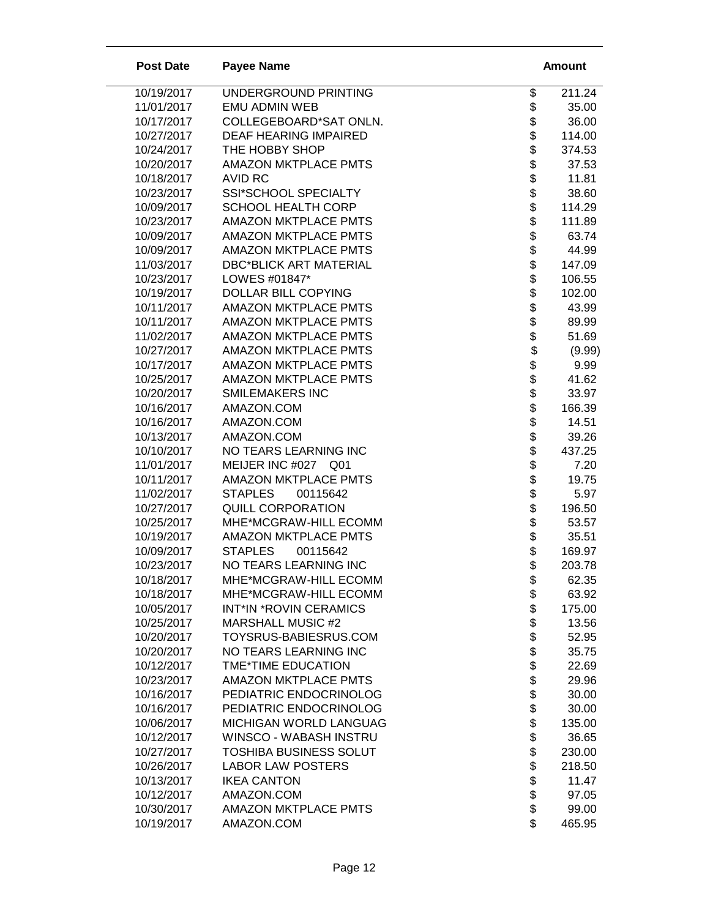| Post Date | Payee Name | Amount |
|---|---|---|
| 10/19/2017 | UNDERGROUND PRINTING | $ 211.24 |
| 11/01/2017 | EMU ADMIN WEB | $ 35.00 |
| 10/17/2017 | COLLEGEBOARD*SAT ONLN. | $ 36.00 |
| 10/27/2017 | DEAF HEARING IMPAIRED | $ 114.00 |
| 10/24/2017 | THE HOBBY SHOP | $ 374.53 |
| 10/20/2017 | AMAZON MKTPLACE PMTS | $ 37.53 |
| 10/18/2017 | AVID RC | $ 11.81 |
| 10/23/2017 | SSI*SCHOOL SPECIALTY | $ 38.60 |
| 10/09/2017 | SCHOOL HEALTH CORP | $ 114.29 |
| 10/23/2017 | AMAZON MKTPLACE PMTS | $ 111.89 |
| 10/09/2017 | AMAZON MKTPLACE PMTS | $ 63.74 |
| 10/09/2017 | AMAZON MKTPLACE PMTS | $ 44.99 |
| 11/03/2017 | DBC*BLICK ART MATERIAL | $ 147.09 |
| 10/23/2017 | LOWES #01847* | $ 106.55 |
| 10/19/2017 | DOLLAR BILL COPYING | $ 102.00 |
| 10/11/2017 | AMAZON MKTPLACE PMTS | $ 43.99 |
| 10/11/2017 | AMAZON MKTPLACE PMTS | $ 89.99 |
| 11/02/2017 | AMAZON MKTPLACE PMTS | $ 51.69 |
| 10/27/2017 | AMAZON MKTPLACE PMTS | $ (9.99) |
| 10/17/2017 | AMAZON MKTPLACE PMTS | $ 9.99 |
| 10/25/2017 | AMAZON MKTPLACE PMTS | $ 41.62 |
| 10/20/2017 | SMILEMAKERS INC | $ 33.97 |
| 10/16/2017 | AMAZON.COM | $ 166.39 |
| 10/16/2017 | AMAZON.COM | $ 14.51 |
| 10/13/2017 | AMAZON.COM | $ 39.26 |
| 10/10/2017 | NO TEARS LEARNING INC | $ 437.25 |
| 11/01/2017 | MEIJER INC #027 Q01 | $ 7.20 |
| 10/11/2017 | AMAZON MKTPLACE PMTS | $ 19.75 |
| 11/02/2017 | STAPLES 00115642 | $ 5.97 |
| 10/27/2017 | QUILL CORPORATION | $ 196.50 |
| 10/25/2017 | MHE*MCGRAW-HILL ECOMM | $ 53.57 |
| 10/19/2017 | AMAZON MKTPLACE PMTS | $ 35.51 |
| 10/09/2017 | STAPLES 00115642 | $ 169.97 |
| 10/23/2017 | NO TEARS LEARNING INC | $ 203.78 |
| 10/18/2017 | MHE*MCGRAW-HILL ECOMM | $ 62.35 |
| 10/18/2017 | MHE*MCGRAW-HILL ECOMM | $ 63.92 |
| 10/05/2017 | INT*IN *ROVIN CERAMICS | $ 175.00 |
| 10/25/2017 | MARSHALL MUSIC #2 | $ 13.56 |
| 10/20/2017 | TOYSRUS-BABIESRUS.COM | $ 52.95 |
| 10/20/2017 | NO TEARS LEARNING INC | $ 35.75 |
| 10/12/2017 | TME*TIME EDUCATION | $ 22.69 |
| 10/23/2017 | AMAZON MKTPLACE PMTS | $ 29.96 |
| 10/16/2017 | PEDIATRIC ENDOCRINOLOG | $ 30.00 |
| 10/16/2017 | PEDIATRIC ENDOCRINOLOG | $ 30.00 |
| 10/06/2017 | MICHIGAN WORLD LANGUAG | $ 135.00 |
| 10/12/2017 | WINSCO - WABASH INSTRU | $ 36.65 |
| 10/27/2017 | TOSHIBA BUSINESS SOLUT | $ 230.00 |
| 10/26/2017 | LABOR LAW POSTERS | $ 218.50 |
| 10/13/2017 | IKEA CANTON | $ 11.47 |
| 10/12/2017 | AMAZON.COM | $ 97.05 |
| 10/30/2017 | AMAZON MKTPLACE PMTS | $ 99.00 |
| 10/19/2017 | AMAZON.COM | $ 465.95 |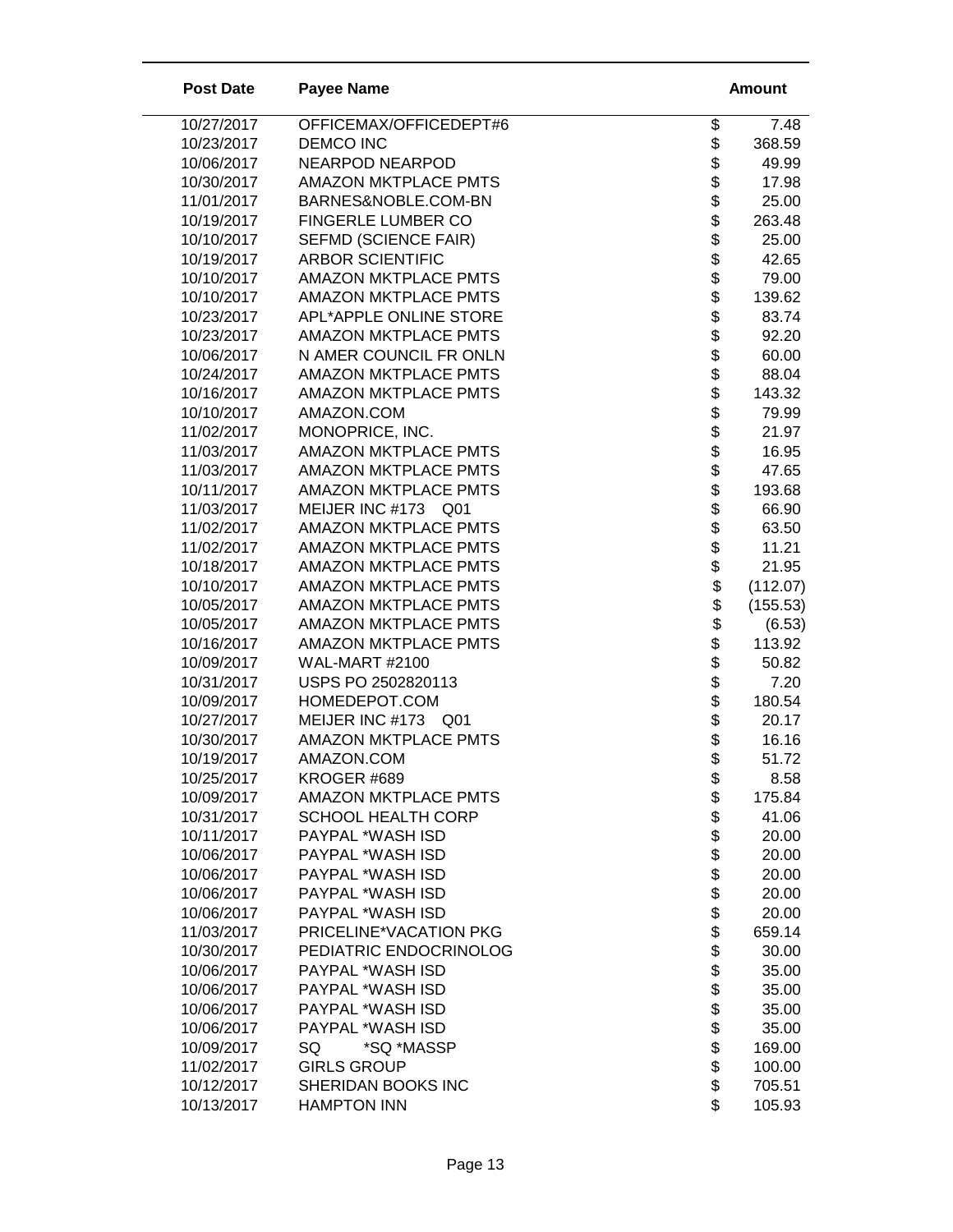| Post Date | Payee Name | Amount |
|---|---|---|
| 10/27/2017 | OFFICEMAX/OFFICEDEPT#6 | $ 7.48 |
| 10/23/2017 | DEMCO INC | $ 368.59 |
| 10/06/2017 | NEARPOD NEARPOD | $ 49.99 |
| 10/30/2017 | AMAZON MKTPLACE PMTS | $ 17.98 |
| 11/01/2017 | BARNES&NOBLE.COM-BN | $ 25.00 |
| 10/19/2017 | FINGERLE LUMBER CO | $ 263.48 |
| 10/10/2017 | SEFMD (SCIENCE FAIR) | $ 25.00 |
| 10/19/2017 | ARBOR SCIENTIFIC | $ 42.65 |
| 10/10/2017 | AMAZON MKTPLACE PMTS | $ 79.00 |
| 10/10/2017 | AMAZON MKTPLACE PMTS | $ 139.62 |
| 10/23/2017 | APL*APPLE ONLINE STORE | $ 83.74 |
| 10/23/2017 | AMAZON MKTPLACE PMTS | $ 92.20 |
| 10/06/2017 | N AMER COUNCIL FR ONLN | $ 60.00 |
| 10/24/2017 | AMAZON MKTPLACE PMTS | $ 88.04 |
| 10/16/2017 | AMAZON MKTPLACE PMTS | $ 143.32 |
| 10/10/2017 | AMAZON.COM | $ 79.99 |
| 11/02/2017 | MONOPRICE, INC. | $ 21.97 |
| 11/03/2017 | AMAZON MKTPLACE PMTS | $ 16.95 |
| 11/03/2017 | AMAZON MKTPLACE PMTS | $ 47.65 |
| 10/11/2017 | AMAZON MKTPLACE PMTS | $ 193.68 |
| 11/03/2017 | MEIJER INC #173 Q01 | $ 66.90 |
| 11/02/2017 | AMAZON MKTPLACE PMTS | $ 63.50 |
| 11/02/2017 | AMAZON MKTPLACE PMTS | $ 11.21 |
| 10/18/2017 | AMAZON MKTPLACE PMTS | $ 21.95 |
| 10/10/2017 | AMAZON MKTPLACE PMTS | $ (112.07) |
| 10/05/2017 | AMAZON MKTPLACE PMTS | $ (155.53) |
| 10/05/2017 | AMAZON MKTPLACE PMTS | $ (6.53) |
| 10/16/2017 | AMAZON MKTPLACE PMTS | $ 113.92 |
| 10/09/2017 | WAL-MART #2100 | $ 50.82 |
| 10/31/2017 | USPS PO 2502820113 | $ 7.20 |
| 10/09/2017 | HOMEDEPOT.COM | $ 180.54 |
| 10/27/2017 | MEIJER INC #173 Q01 | $ 20.17 |
| 10/30/2017 | AMAZON MKTPLACE PMTS | $ 16.16 |
| 10/19/2017 | AMAZON.COM | $ 51.72 |
| 10/25/2017 | KROGER #689 | $ 8.58 |
| 10/09/2017 | AMAZON MKTPLACE PMTS | $ 175.84 |
| 10/31/2017 | SCHOOL HEALTH CORP | $ 41.06 |
| 10/11/2017 | PAYPAL *WASH ISD | $ 20.00 |
| 10/06/2017 | PAYPAL *WASH ISD | $ 20.00 |
| 10/06/2017 | PAYPAL *WASH ISD | $ 20.00 |
| 10/06/2017 | PAYPAL *WASH ISD | $ 20.00 |
| 10/06/2017 | PAYPAL *WASH ISD | $ 20.00 |
| 11/03/2017 | PRICELINE*VACATION PKG | $ 659.14 |
| 10/30/2017 | PEDIATRIC ENDOCRINOLOG | $ 30.00 |
| 10/06/2017 | PAYPAL *WASH ISD | $ 35.00 |
| 10/06/2017 | PAYPAL *WASH ISD | $ 35.00 |
| 10/06/2017 | PAYPAL *WASH ISD | $ 35.00 |
| 10/06/2017 | PAYPAL *WASH ISD | $ 35.00 |
| 10/09/2017 | SQ *SQ *MASSP | $ 169.00 |
| 11/02/2017 | GIRLS GROUP | $ 100.00 |
| 10/12/2017 | SHERIDAN BOOKS INC | $ 705.51 |
| 10/13/2017 | HAMPTON INN | $ 105.93 |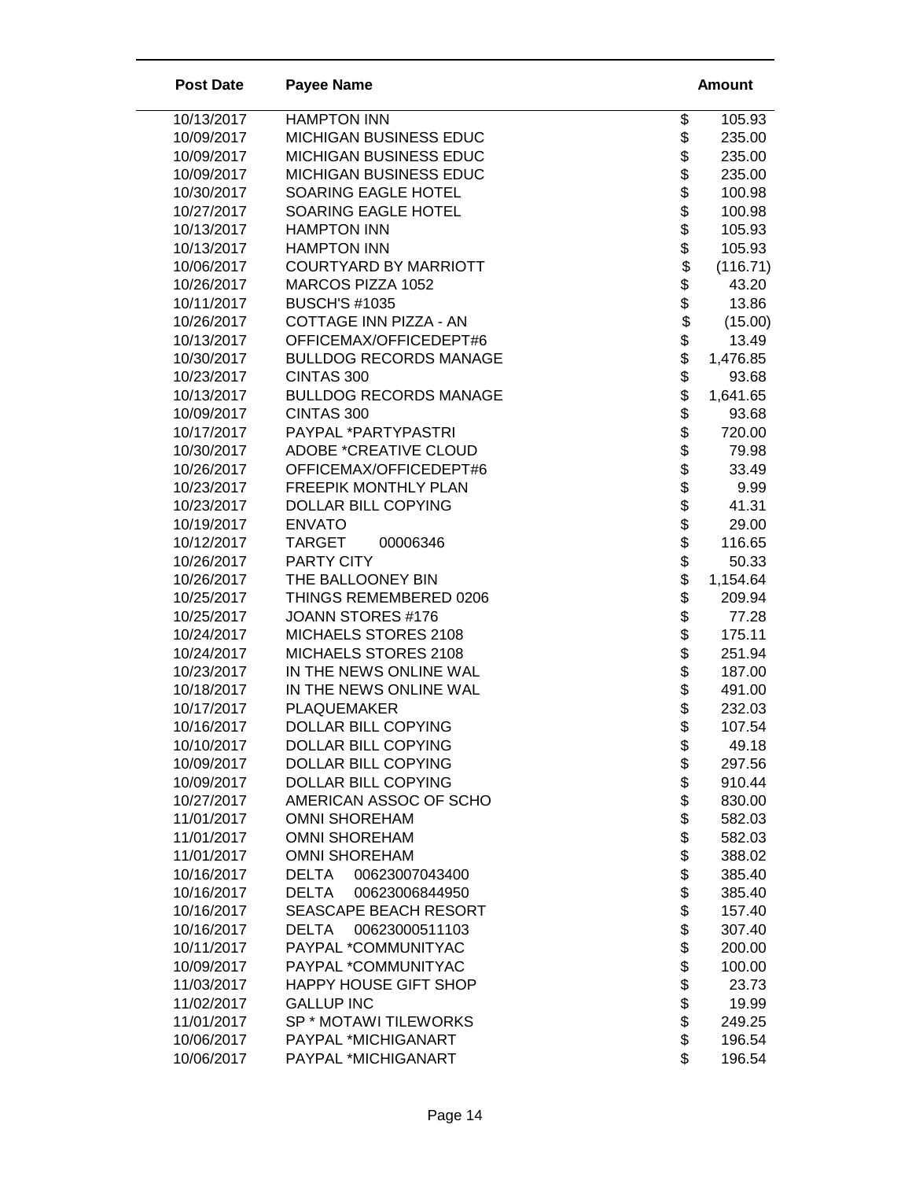| Post Date | Payee Name | Amount |
|---|---|---|
| 10/13/2017 | HAMPTON INN | $ 105.93 |
| 10/09/2017 | MICHIGAN BUSINESS EDUC | $ 235.00 |
| 10/09/2017 | MICHIGAN BUSINESS EDUC | $ 235.00 |
| 10/09/2017 | MICHIGAN BUSINESS EDUC | $ 235.00 |
| 10/30/2017 | SOARING EAGLE HOTEL | $ 100.98 |
| 10/27/2017 | SOARING EAGLE HOTEL | $ 100.98 |
| 10/13/2017 | HAMPTON INN | $ 105.93 |
| 10/13/2017 | HAMPTON INN | $ 105.93 |
| 10/06/2017 | COURTYARD BY MARRIOTT | $ (116.71) |
| 10/26/2017 | MARCOS PIZZA 1052 | $ 43.20 |
| 10/11/2017 | BUSCH'S #1035 | $ 13.86 |
| 10/26/2017 | COTTAGE INN PIZZA - AN | $ (15.00) |
| 10/13/2017 | OFFICEMAX/OFFICEDEPT#6 | $ 13.49 |
| 10/30/2017 | BULLDOG RECORDS MANAGE | $ 1,476.85 |
| 10/23/2017 | CINTAS 300 | $ 93.68 |
| 10/13/2017 | BULLDOG RECORDS MANAGE | $ 1,641.65 |
| 10/09/2017 | CINTAS 300 | $ 93.68 |
| 10/17/2017 | PAYPAL *PARTYPASTRI | $ 720.00 |
| 10/30/2017 | ADOBE *CREATIVE CLOUD | $ 79.98 |
| 10/26/2017 | OFFICEMAX/OFFICEDEPT#6 | $ 33.49 |
| 10/23/2017 | FREEPIK MONTHLY PLAN | $ 9.99 |
| 10/23/2017 | DOLLAR BILL COPYING | $ 41.31 |
| 10/19/2017 | ENVATO | $ 29.00 |
| 10/12/2017 | TARGET 00006346 | $ 116.65 |
| 10/26/2017 | PARTY CITY | $ 50.33 |
| 10/26/2017 | THE BALLOONEY BIN | $ 1,154.64 |
| 10/25/2017 | THINGS REMEMBERED 0206 | $ 209.94 |
| 10/25/2017 | JOANN STORES #176 | $ 77.28 |
| 10/24/2017 | MICHAELS STORES 2108 | $ 175.11 |
| 10/24/2017 | MICHAELS STORES 2108 | $ 251.94 |
| 10/23/2017 | IN THE NEWS ONLINE WAL | $ 187.00 |
| 10/18/2017 | IN THE NEWS ONLINE WAL | $ 491.00 |
| 10/17/2017 | PLAQUEMAKER | $ 232.03 |
| 10/16/2017 | DOLLAR BILL COPYING | $ 107.54 |
| 10/10/2017 | DOLLAR BILL COPYING | $ 49.18 |
| 10/09/2017 | DOLLAR BILL COPYING | $ 297.56 |
| 10/09/2017 | DOLLAR BILL COPYING | $ 910.44 |
| 10/27/2017 | AMERICAN ASSOC OF SCHO | $ 830.00 |
| 11/01/2017 | OMNI SHOREHAM | $ 582.03 |
| 11/01/2017 | OMNI SHOREHAM | $ 582.03 |
| 11/01/2017 | OMNI SHOREHAM | $ 388.02 |
| 10/16/2017 | DELTA 00623007043400 | $ 385.40 |
| 10/16/2017 | DELTA 00623006844950 | $ 385.40 |
| 10/16/2017 | SEASCAPE BEACH RESORT | $ 157.40 |
| 10/16/2017 | DELTA 00623000511103 | $ 307.40 |
| 10/11/2017 | PAYPAL *COMMUNITYAC | $ 200.00 |
| 10/09/2017 | PAYPAL *COMMUNITYAC | $ 100.00 |
| 11/03/2017 | HAPPY HOUSE GIFT SHOP | $ 23.73 |
| 11/02/2017 | GALLUP INC | $ 19.99 |
| 11/01/2017 | SP * MOTAWI TILEWORKS | $ 249.25 |
| 10/06/2017 | PAYPAL *MICHIGANART | $ 196.54 |
| 10/06/2017 | PAYPAL *MICHIGANART | $ 196.54 |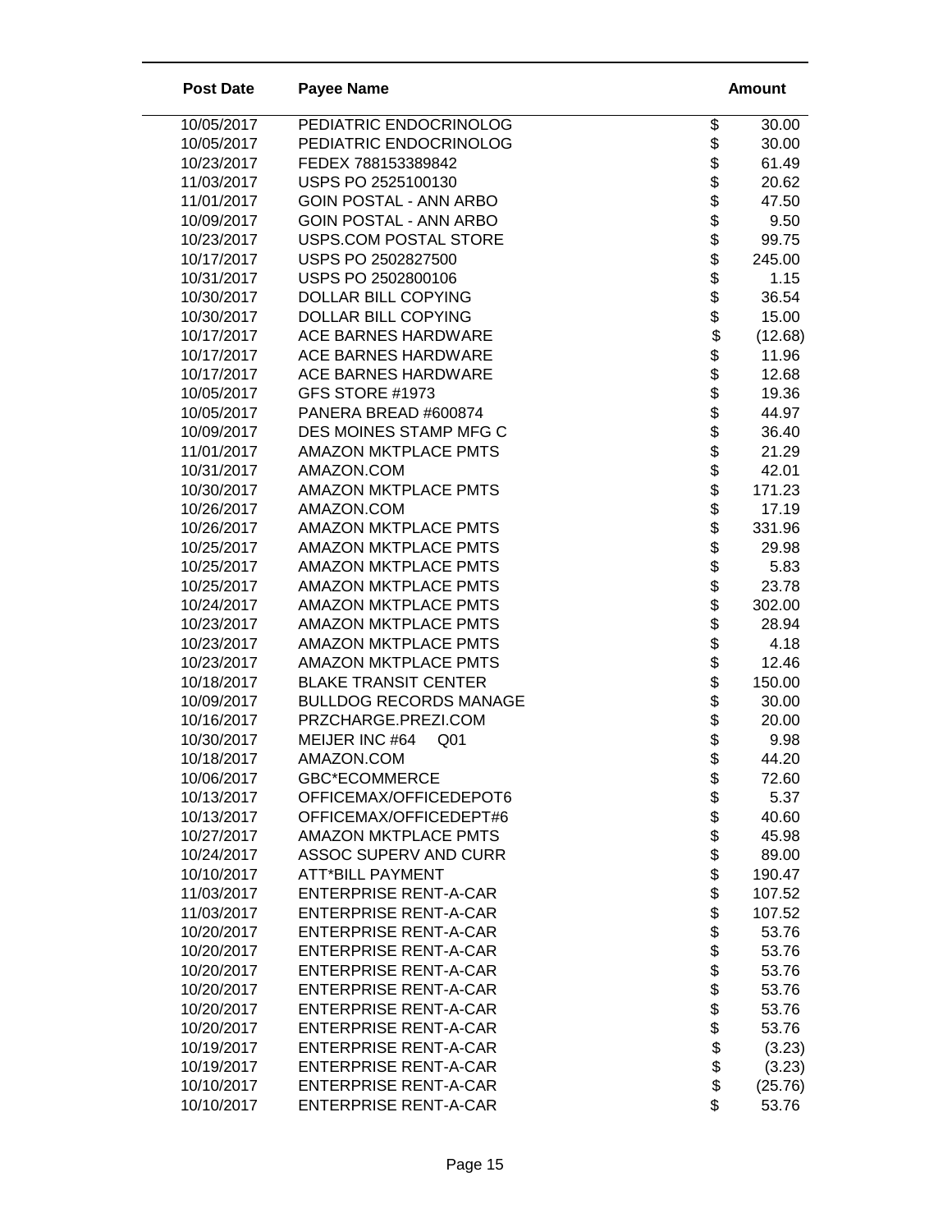| Post Date | Payee Name | Amount |
|---|---|---|
| 10/05/2017 | PEDIATRIC ENDOCRINOLOG | $ 30.00 |
| 10/05/2017 | PEDIATRIC ENDOCRINOLOG | $ 30.00 |
| 10/23/2017 | FEDEX 788153389842 | $ 61.49 |
| 11/03/2017 | USPS PO 2525100130 | $ 20.62 |
| 11/01/2017 | GOIN POSTAL - ANN ARBO | $ 47.50 |
| 10/09/2017 | GOIN POSTAL - ANN ARBO | $ 9.50 |
| 10/23/2017 | USPS.COM POSTAL STORE | $ 99.75 |
| 10/17/2017 | USPS PO 2502827500 | $ 245.00 |
| 10/31/2017 | USPS PO 2502800106 | $ 1.15 |
| 10/30/2017 | DOLLAR BILL COPYING | $ 36.54 |
| 10/30/2017 | DOLLAR BILL COPYING | $ 15.00 |
| 10/17/2017 | ACE BARNES HARDWARE | $ (12.68) |
| 10/17/2017 | ACE BARNES HARDWARE | $ 11.96 |
| 10/17/2017 | ACE BARNES HARDWARE | $ 12.68 |
| 10/05/2017 | GFS STORE #1973 | $ 19.36 |
| 10/05/2017 | PANERA BREAD #600874 | $ 44.97 |
| 10/09/2017 | DES MOINES STAMP MFG C | $ 36.40 |
| 11/01/2017 | AMAZON MKTPLACE PMTS | $ 21.29 |
| 10/31/2017 | AMAZON.COM | $ 42.01 |
| 10/30/2017 | AMAZON MKTPLACE PMTS | $ 171.23 |
| 10/26/2017 | AMAZON.COM | $ 17.19 |
| 10/26/2017 | AMAZON MKTPLACE PMTS | $ 331.96 |
| 10/25/2017 | AMAZON MKTPLACE PMTS | $ 29.98 |
| 10/25/2017 | AMAZON MKTPLACE PMTS | $ 5.83 |
| 10/25/2017 | AMAZON MKTPLACE PMTS | $ 23.78 |
| 10/24/2017 | AMAZON MKTPLACE PMTS | $ 302.00 |
| 10/23/2017 | AMAZON MKTPLACE PMTS | $ 28.94 |
| 10/23/2017 | AMAZON MKTPLACE PMTS | $ 4.18 |
| 10/23/2017 | AMAZON MKTPLACE PMTS | $ 12.46 |
| 10/18/2017 | BLAKE TRANSIT CENTER | $ 150.00 |
| 10/09/2017 | BULLDOG RECORDS MANAGE | $ 30.00 |
| 10/16/2017 | PRZCHARGE.PREZI.COM | $ 20.00 |
| 10/30/2017 | MEIJER INC #64 Q01 | $ 9.98 |
| 10/18/2017 | AMAZON.COM | $ 44.20 |
| 10/06/2017 | GBC*ECOMMERCE | $ 72.60 |
| 10/13/2017 | OFFICEMAX/OFFICEDEPOT6 | $ 5.37 |
| 10/13/2017 | OFFICEMAX/OFFICEDEPT#6 | $ 40.60 |
| 10/27/2017 | AMAZON MKTPLACE PMTS | $ 45.98 |
| 10/24/2017 | ASSOC SUPERV AND CURR | $ 89.00 |
| 10/10/2017 | ATT*BILL PAYMENT | $ 190.47 |
| 11/03/2017 | ENTERPRISE RENT-A-CAR | $ 107.52 |
| 11/03/2017 | ENTERPRISE RENT-A-CAR | $ 107.52 |
| 10/20/2017 | ENTERPRISE RENT-A-CAR | $ 53.76 |
| 10/20/2017 | ENTERPRISE RENT-A-CAR | $ 53.76 |
| 10/20/2017 | ENTERPRISE RENT-A-CAR | $ 53.76 |
| 10/20/2017 | ENTERPRISE RENT-A-CAR | $ 53.76 |
| 10/20/2017 | ENTERPRISE RENT-A-CAR | $ 53.76 |
| 10/20/2017 | ENTERPRISE RENT-A-CAR | $ 53.76 |
| 10/19/2017 | ENTERPRISE RENT-A-CAR | $ (3.23) |
| 10/19/2017 | ENTERPRISE RENT-A-CAR | $ (3.23) |
| 10/10/2017 | ENTERPRISE RENT-A-CAR | $ (25.76) |
| 10/10/2017 | ENTERPRISE RENT-A-CAR | $ 53.76 |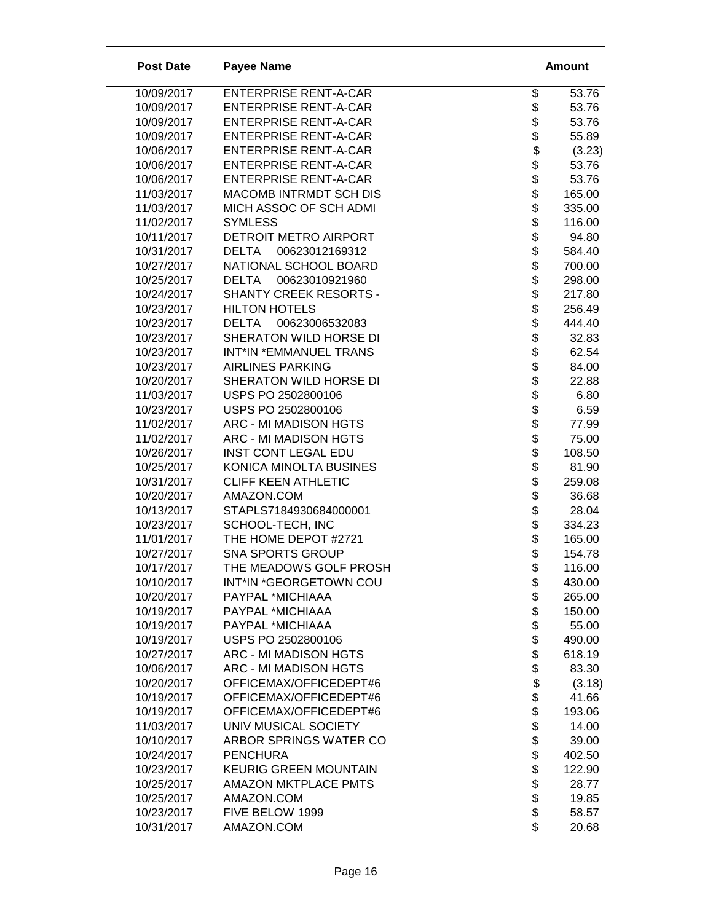| Post Date | Payee Name | Amount |
|---|---|---|
| 10/09/2017 | ENTERPRISE RENT-A-CAR | $ 53.76 |
| 10/09/2017 | ENTERPRISE RENT-A-CAR | $ 53.76 |
| 10/09/2017 | ENTERPRISE RENT-A-CAR | $ 53.76 |
| 10/09/2017 | ENTERPRISE RENT-A-CAR | $ 55.89 |
| 10/06/2017 | ENTERPRISE RENT-A-CAR | $ (3.23) |
| 10/06/2017 | ENTERPRISE RENT-A-CAR | $ 53.76 |
| 10/06/2017 | ENTERPRISE RENT-A-CAR | $ 53.76 |
| 11/03/2017 | MACOMB INTRMDT SCH DIS | $ 165.00 |
| 11/03/2017 | MICH ASSOC OF SCH ADMI | $ 335.00 |
| 11/02/2017 | SYMLESS | $ 116.00 |
| 10/11/2017 | DETROIT METRO AIRPORT | $ 94.80 |
| 10/31/2017 | DELTA 00623012169312 | $ 584.40 |
| 10/27/2017 | NATIONAL SCHOOL BOARD | $ 700.00 |
| 10/25/2017 | DELTA 00623010921960 | $ 298.00 |
| 10/24/2017 | SHANTY CREEK RESORTS - | $ 217.80 |
| 10/23/2017 | HILTON HOTELS | $ 256.49 |
| 10/23/2017 | DELTA 00623006532083 | $ 444.40 |
| 10/23/2017 | SHERATON WILD HORSE DI | $ 32.83 |
| 10/23/2017 | INT*IN *EMMANUEL TRANS | $ 62.54 |
| 10/23/2017 | AIRLINES PARKING | $ 84.00 |
| 10/20/2017 | SHERATON WILD HORSE DI | $ 22.88 |
| 11/03/2017 | USPS PO 2502800106 | $ 6.80 |
| 10/23/2017 | USPS PO 2502800106 | $ 6.59 |
| 11/02/2017 | ARC - MI MADISON HGTS | $ 77.99 |
| 11/02/2017 | ARC - MI MADISON HGTS | $ 75.00 |
| 10/26/2017 | INST CONT LEGAL EDU | $ 108.50 |
| 10/25/2017 | KONICA MINOLTA BUSINES | $ 81.90 |
| 10/31/2017 | CLIFF KEEN ATHLETIC | $ 259.08 |
| 10/20/2017 | AMAZON.COM | $ 36.68 |
| 10/13/2017 | STAPLS7184930684000001 | $ 28.04 |
| 10/23/2017 | SCHOOL-TECH, INC | $ 334.23 |
| 11/01/2017 | THE HOME DEPOT #2721 | $ 165.00 |
| 10/27/2017 | SNA SPORTS GROUP | $ 154.78 |
| 10/17/2017 | THE MEADOWS GOLF PROSH | $ 116.00 |
| 10/10/2017 | INT*IN *GEORGETOWN COU | $ 430.00 |
| 10/20/2017 | PAYPAL *MICHIAAA | $ 265.00 |
| 10/19/2017 | PAYPAL *MICHIAAA | $ 150.00 |
| 10/19/2017 | PAYPAL *MICHIAAA | $ 55.00 |
| 10/19/2017 | USPS PO 2502800106 | $ 490.00 |
| 10/27/2017 | ARC - MI MADISON HGTS | $ 618.19 |
| 10/06/2017 | ARC - MI MADISON HGTS | $ 83.30 |
| 10/20/2017 | OFFICEMAX/OFFICEDEPT#6 | $ (3.18) |
| 10/19/2017 | OFFICEMAX/OFFICEDEPT#6 | $ 41.66 |
| 10/19/2017 | OFFICEMAX/OFFICEDEPT#6 | $ 193.06 |
| 11/03/2017 | UNIV MUSICAL SOCIETY | $ 14.00 |
| 10/10/2017 | ARBOR SPRINGS WATER CO | $ 39.00 |
| 10/24/2017 | PENCHURA | $ 402.50 |
| 10/23/2017 | KEURIG GREEN MOUNTAIN | $ 122.90 |
| 10/25/2017 | AMAZON MKTPLACE PMTS | $ 28.77 |
| 10/25/2017 | AMAZON.COM | $ 19.85 |
| 10/23/2017 | FIVE BELOW 1999 | $ 58.57 |
| 10/31/2017 | AMAZON.COM | $ 20.68 |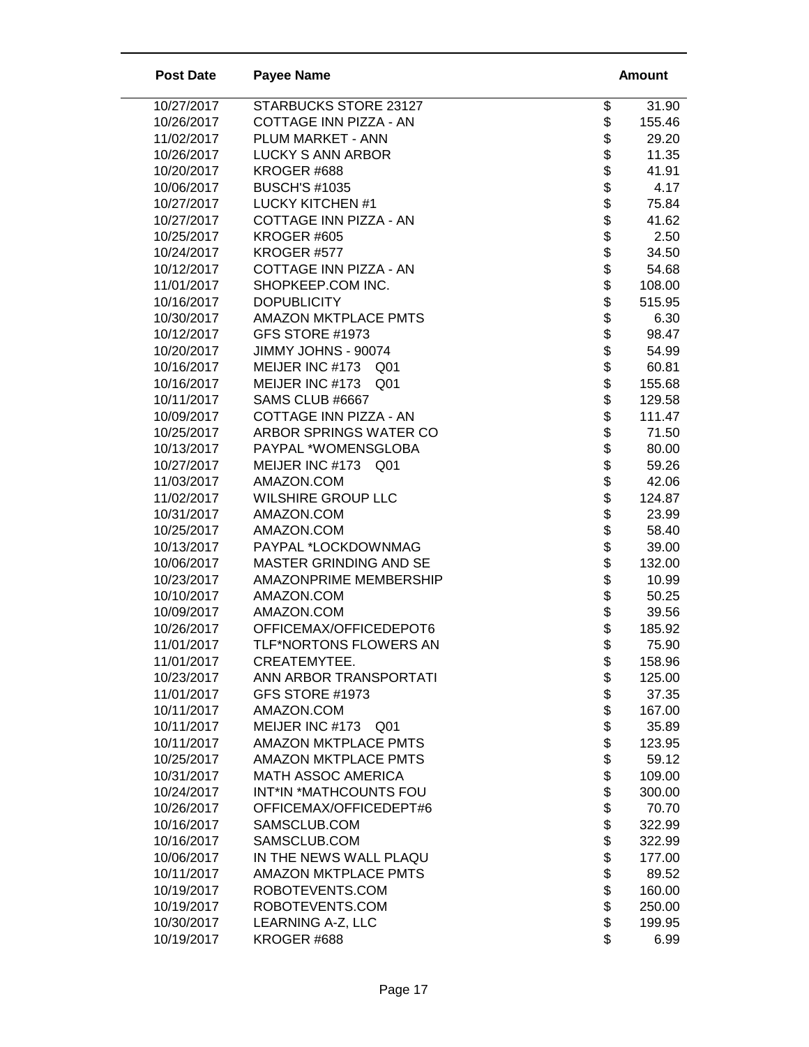| Post Date | Payee Name | Amount |
|---|---|---|
| 10/27/2017 | STARBUCKS STORE 23127 | $ 31.90 |
| 10/26/2017 | COTTAGE INN PIZZA - AN | $ 155.46 |
| 11/02/2017 | PLUM MARKET - ANN | $ 29.20 |
| 10/26/2017 | LUCKY S ANN ARBOR | $ 11.35 |
| 10/20/2017 | KROGER #688 | $ 41.91 |
| 10/06/2017 | BUSCH'S #1035 | $ 4.17 |
| 10/27/2017 | LUCKY KITCHEN #1 | $ 75.84 |
| 10/27/2017 | COTTAGE INN PIZZA - AN | $ 41.62 |
| 10/25/2017 | KROGER #605 | $ 2.50 |
| 10/24/2017 | KROGER #577 | $ 34.50 |
| 10/12/2017 | COTTAGE INN PIZZA - AN | $ 54.68 |
| 11/01/2017 | SHOPKEEP.COM INC. | $ 108.00 |
| 10/16/2017 | DOPUBLICITY | $ 515.95 |
| 10/30/2017 | AMAZON MKTPLACE PMTS | $ 6.30 |
| 10/12/2017 | GFS STORE #1973 | $ 98.47 |
| 10/20/2017 | JIMMY JOHNS - 90074 | $ 54.99 |
| 10/16/2017 | MEIJER INC #173 Q01 | $ 60.81 |
| 10/16/2017 | MEIJER INC #173 Q01 | $ 155.68 |
| 10/11/2017 | SAMS CLUB #6667 | $ 129.58 |
| 10/09/2017 | COTTAGE INN PIZZA - AN | $ 111.47 |
| 10/25/2017 | ARBOR SPRINGS WATER CO | $ 71.50 |
| 10/13/2017 | PAYPAL *WOMENSGLOBA | $ 80.00 |
| 10/27/2017 | MEIJER INC #173 Q01 | $ 59.26 |
| 11/03/2017 | AMAZON.COM | $ 42.06 |
| 11/02/2017 | WILSHIRE GROUP LLC | $ 124.87 |
| 10/31/2017 | AMAZON.COM | $ 23.99 |
| 10/25/2017 | AMAZON.COM | $ 58.40 |
| 10/13/2017 | PAYPAL *LOCKDOWNMAG | $ 39.00 |
| 10/06/2017 | MASTER GRINDING AND SE | $ 132.00 |
| 10/23/2017 | AMAZONPRIME MEMBERSHIP | $ 10.99 |
| 10/10/2017 | AMAZON.COM | $ 50.25 |
| 10/09/2017 | AMAZON.COM | $ 39.56 |
| 10/26/2017 | OFFICEMAX/OFFICEDEPOT6 | $ 185.92 |
| 11/01/2017 | TLF*NORTONS FLOWERS AN | $ 75.90 |
| 11/01/2017 | CREATEMYTEE. | $ 158.96 |
| 10/23/2017 | ANN ARBOR TRANSPORTATI | $ 125.00 |
| 11/01/2017 | GFS STORE #1973 | $ 37.35 |
| 10/11/2017 | AMAZON.COM | $ 167.00 |
| 10/11/2017 | MEIJER INC #173 Q01 | $ 35.89 |
| 10/11/2017 | AMAZON MKTPLACE PMTS | $ 123.95 |
| 10/25/2017 | AMAZON MKTPLACE PMTS | $ 59.12 |
| 10/31/2017 | MATH ASSOC AMERICA | $ 109.00 |
| 10/24/2017 | INT*IN *MATHCOUNTS FOU | $ 300.00 |
| 10/26/2017 | OFFICEMAX/OFFICEDEPT#6 | $ 70.70 |
| 10/16/2017 | SAMSCLUB.COM | $ 322.99 |
| 10/16/2017 | SAMSCLUB.COM | $ 322.99 |
| 10/06/2017 | IN THE NEWS WALL PLAQU | $ 177.00 |
| 10/11/2017 | AMAZON MKTPLACE PMTS | $ 89.52 |
| 10/19/2017 | ROBOTEVENTS.COM | $ 160.00 |
| 10/19/2017 | ROBOTEVENTS.COM | $ 250.00 |
| 10/30/2017 | LEARNING A-Z, LLC | $ 199.95 |
| 10/19/2017 | KROGER #688 | $ 6.99 |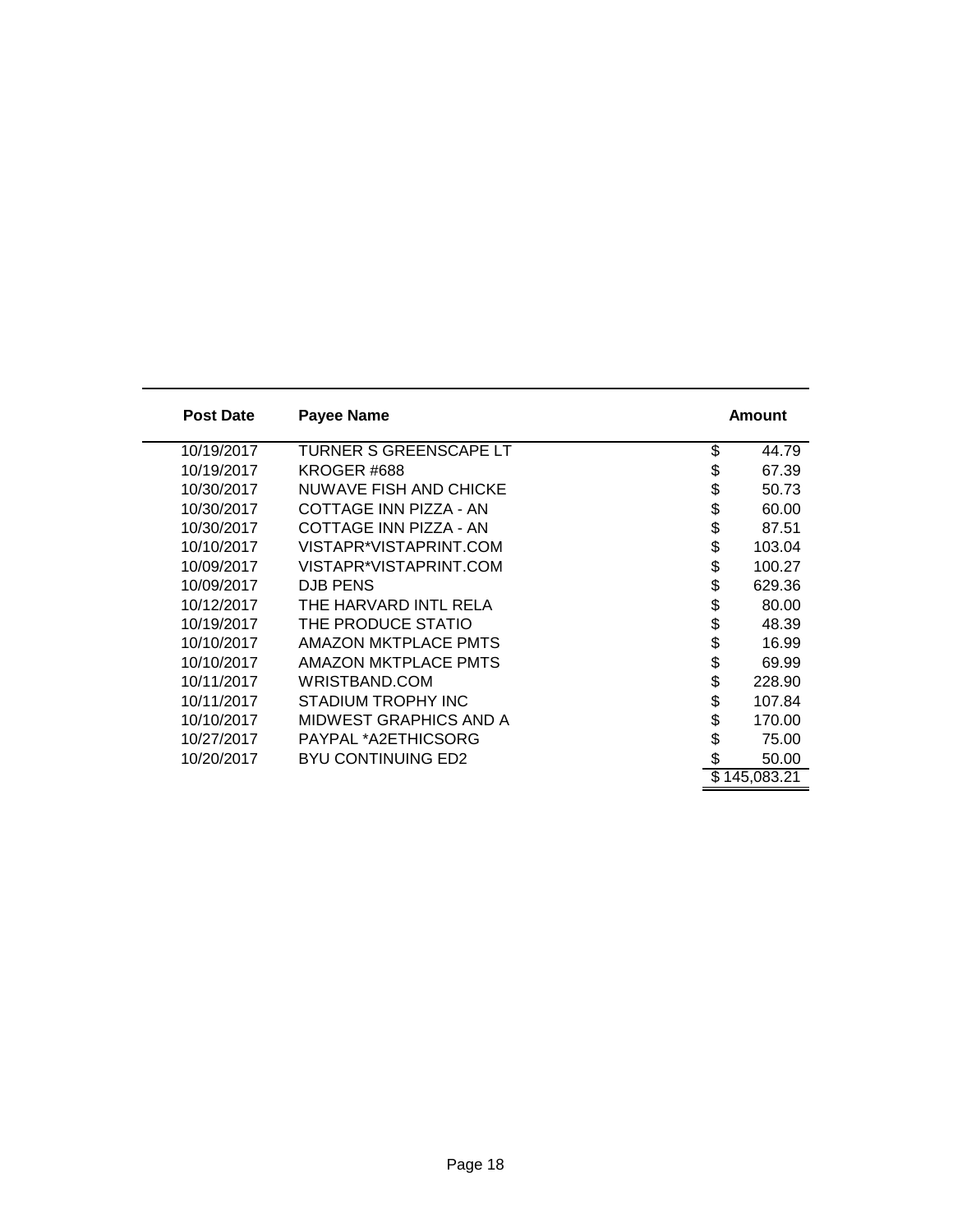| Post Date | Payee Name | Amount |
| --- | --- | --- |
| 10/19/2017 | TURNER S GREENSCAPE LT | $ 44.79 |
| 10/19/2017 | KROGER #688 | $ 67.39 |
| 10/30/2017 | NUWAVE FISH AND CHICKE | $ 50.73 |
| 10/30/2017 | COTTAGE INN PIZZA - AN | $ 60.00 |
| 10/30/2017 | COTTAGE INN PIZZA - AN | $ 87.51 |
| 10/10/2017 | VISTAPR*VISTAPRINT.COM | $ 103.04 |
| 10/09/2017 | VISTAPR*VISTAPRINT.COM | $ 100.27 |
| 10/09/2017 | DJB PENS | $ 629.36 |
| 10/12/2017 | THE HARVARD INTL RELA | $ 80.00 |
| 10/19/2017 | THE PRODUCE STATIO | $ 48.39 |
| 10/10/2017 | AMAZON MKTPLACE PMTS | $ 16.99 |
| 10/10/2017 | AMAZON MKTPLACE PMTS | $ 69.99 |
| 10/11/2017 | WRISTBAND.COM | $ 228.90 |
| 10/11/2017 | STADIUM TROPHY INC | $ 107.84 |
| 10/10/2017 | MIDWEST GRAPHICS AND A | $ 170.00 |
| 10/27/2017 | PAYPAL *A2ETHICSORG | $ 75.00 |
| 10/20/2017 | BYU CONTINUING ED2 | $ 50.00 |
| | | $ 145,083.21 |